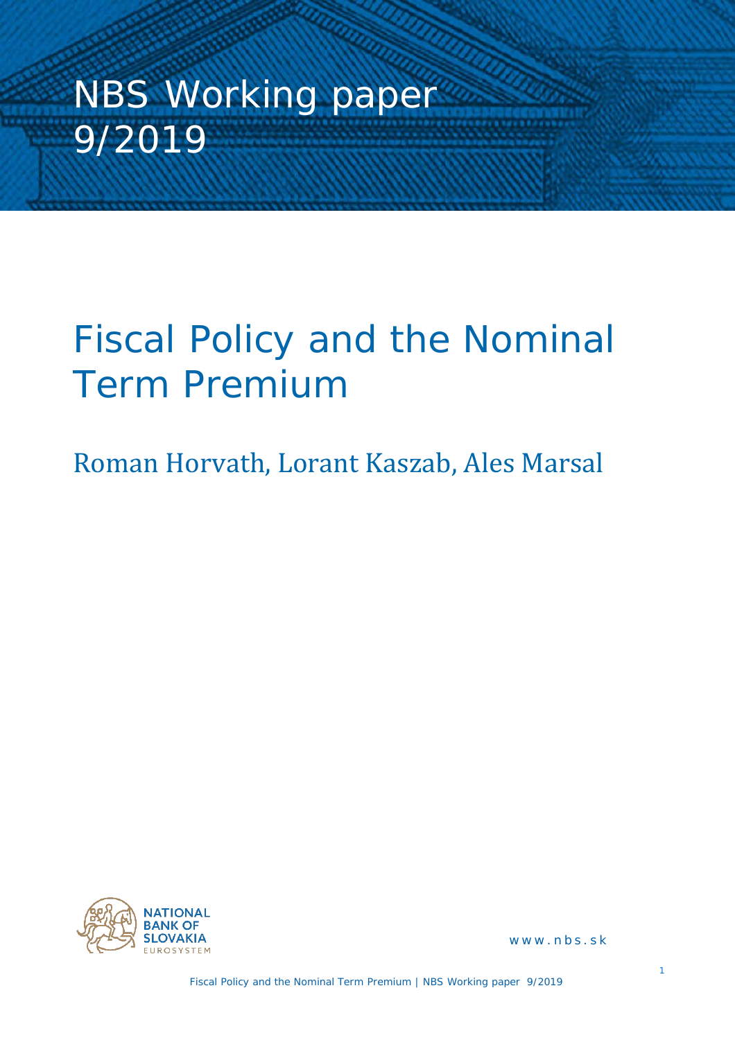# NBS Working paper 9/2019

# Fiscal Policy and the Nominal Term Premium

## Roman Horvath, Lorant Kaszab, Ales Marsal

NATIONAL BANK OF SLOVAKIA
EUROSYSTEM

www.nbs.sk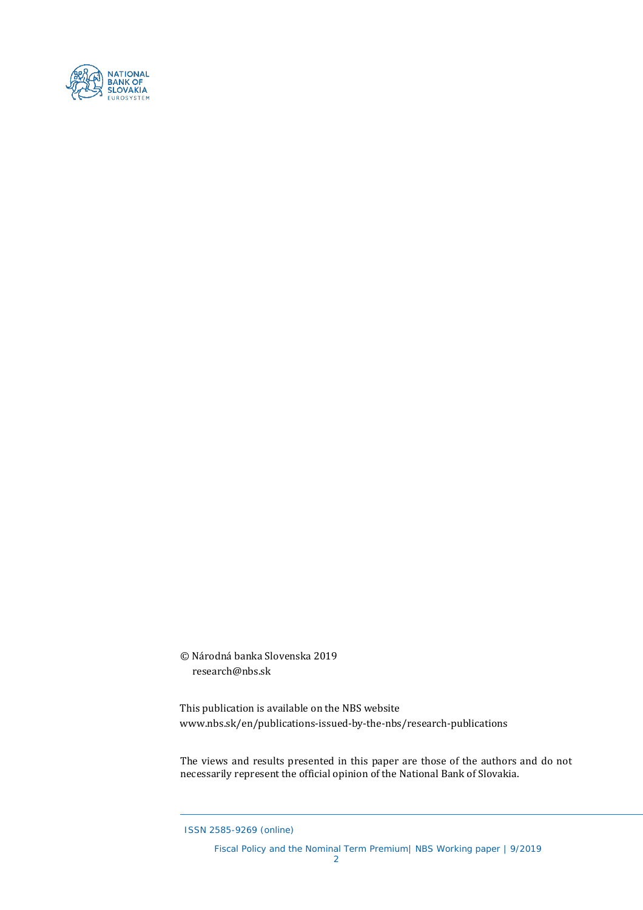© Národná banka Slovenska 2019
research@nbs.sk

This publication is available on the NBS website
www.nbs.sk/en/publications-issued-by-the-nbs/research-publications

The views and results presented in this paper are those of the authors and do not necessarily represent the official opinion of the National Bank of Slovakia.

ISSN 2585-9269 (online)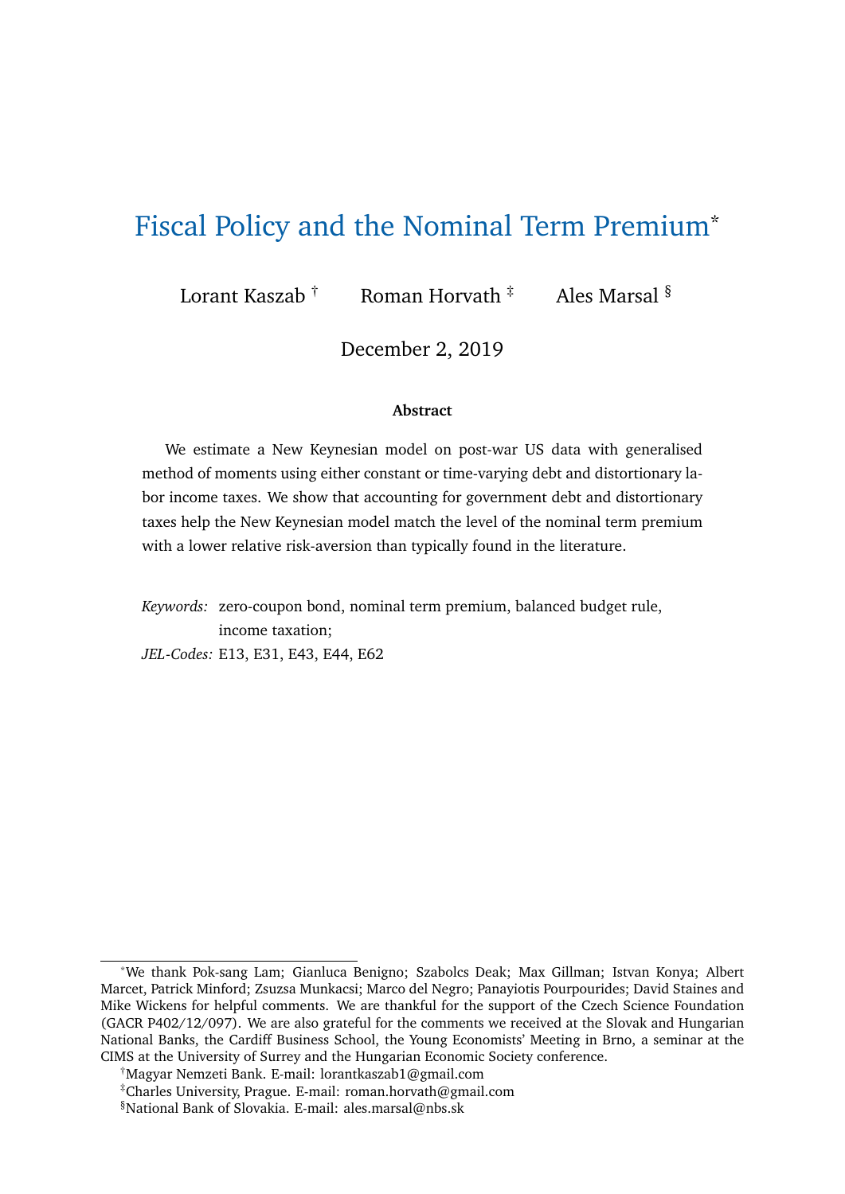# Fiscal Policy and the Nominal Term Premium*

Lorant Kaszab [†] Roman Horvath [‡] Ales Marsal [§]

December 2, 2019

### Abstract

We estimate a New Keynesian model on post-war US data with generalised method of moments using either constant or time-varying debt and distortionary labor income taxes. We show that accounting for government debt and distortionary taxes help the New Keynesian model match the level of the nominal term premium with a lower relative risk-aversion than typically found in the literature.

*Keywords:* zero-coupon bond, nominal term premium, balanced budget rule, income taxation;

*JEL-Codes:* E13, E31, E43, E44, E62

---

*We thank Pok-sang Lam; Gianluca Benigno; Szabolcs Deak; Max Gillman; Istvan Konya; Albert Marcet, Patrick Minford; Zsuzsa Munkacsi; Marco del Negro; Panayiotis Pourpourides; David Staines and Mike Wickens for helpful comments. We are thankful for the support of the Czech Science Foundation (GACR P402/12/097). We are also grateful for the comments we received at the Slovak and Hungarian National Banks, the Cardiff Business School, the Young Economists' Meeting in Brno, a seminar at the CIMS at the University of Surrey and the Hungarian Economic Society conference.

[†] Magyar Nemzeti Bank. E-mail: lorantkaszab1@gmail.com

[‡] Charles University, Prague. E-mail: roman.horvath@gmail.com

[§] National Bank of Slovakia. E-mail: ales.marsal@nbs.sk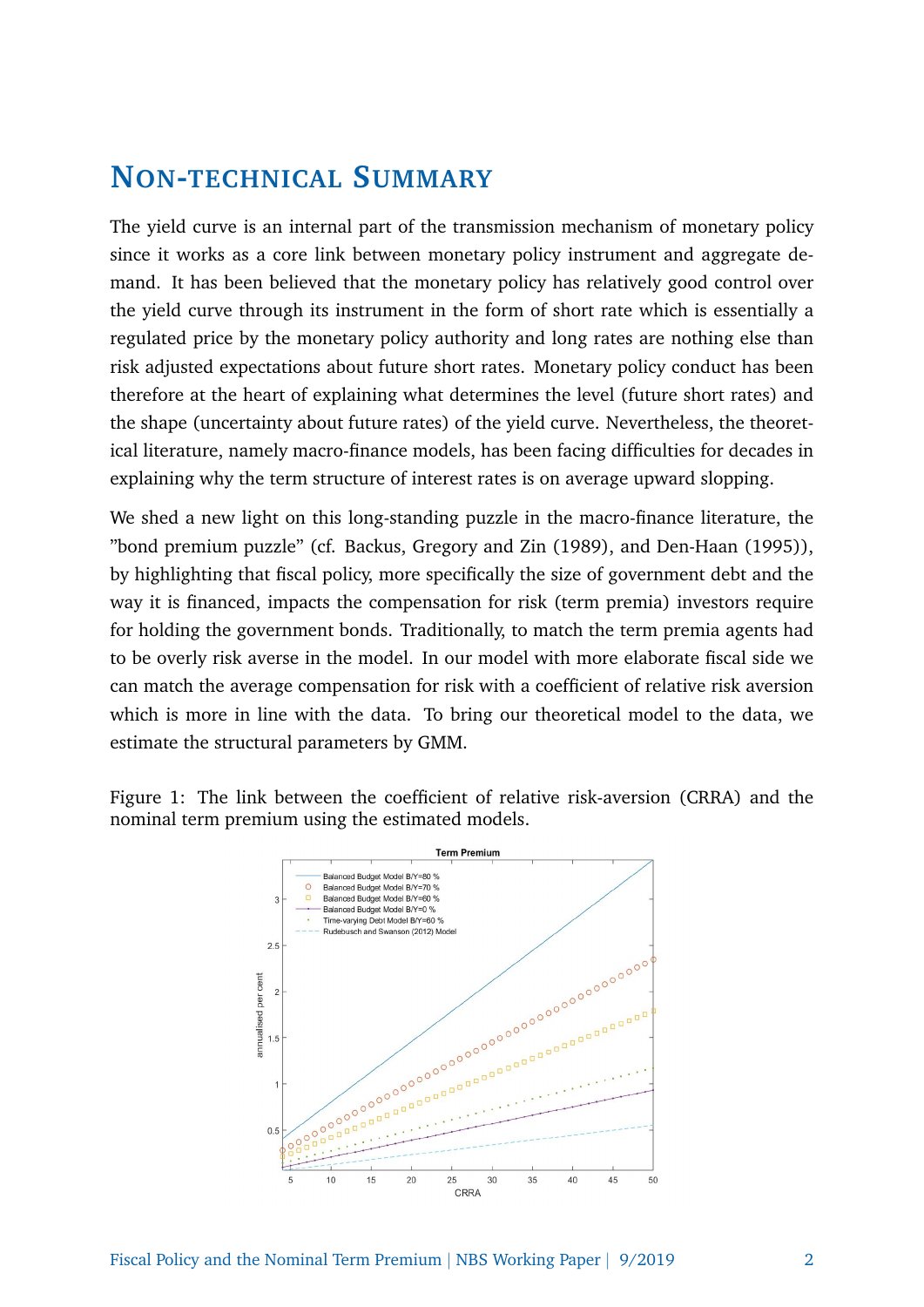# Non-technical Summary

The yield curve is an internal part of the transmission mechanism of monetary policy since it works as a core link between monetary policy instrument and aggregate demand. It has been believed that the monetary policy has relatively good control over the yield curve through its instrument in the form of short rate which is essentially a regulated price by the monetary policy authority and long rates are nothing else than risk adjusted expectations about future short rates. Monetary policy conduct has been therefore at the heart of explaining what determines the level (future short rates) and the shape (uncertainty about future rates) of the yield curve. Nevertheless, the theoretical literature, namely macro-finance models, has been facing difficulties for decades in explaining why the term structure of interest rates is on average upward slopping.

We shed a new light on this long-standing puzzle in the macro-finance literature, the "bond premium puzzle" (cf. Backus, Gregory and Zin (1989), and Den-Haan (1995)), by highlighting that fiscal policy, more specifically the size of government debt and the way it is financed, impacts the compensation for risk (term premia) investors require for holding the government bonds. Traditionally, to match the term premia agents had to be overly risk averse in the model. In our model with more elaborate fiscal side we can match the average compensation for risk with a coefficient of relative risk aversion which is more in line with the data. To bring our theoretical model to the data, we estimate the structural parameters by GMM.

Figure 1: The link between the coefficient of relative risk-aversion (CRRA) and the nominal term premium using the estimated models.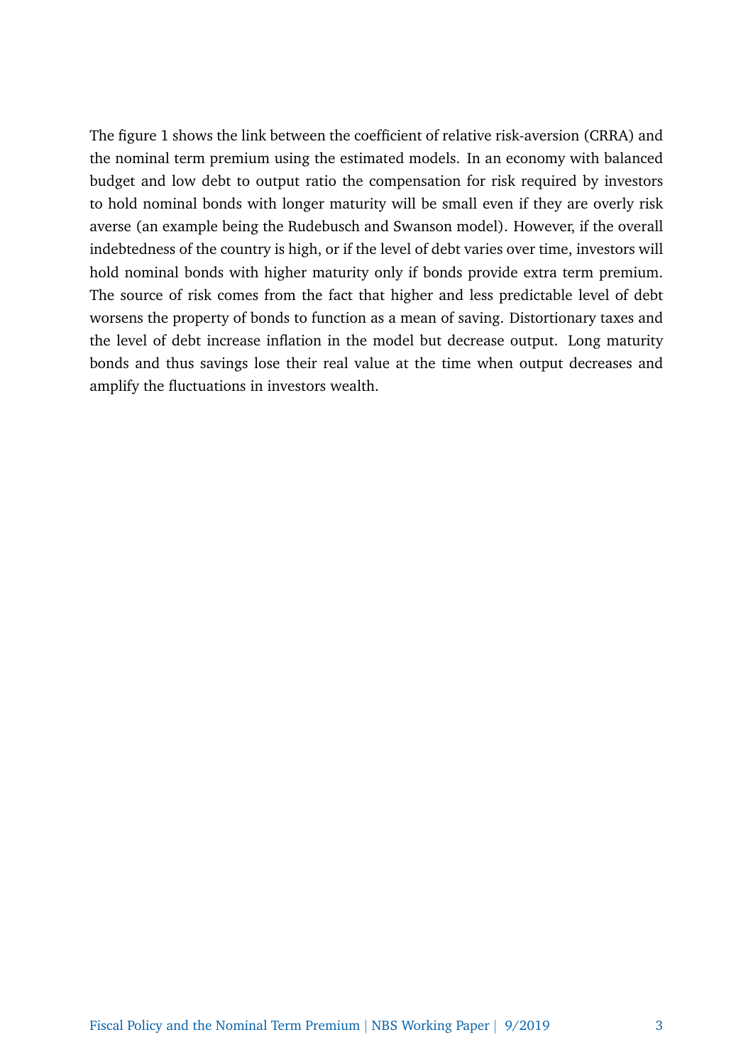The figure 1 shows the link between the coefficient of relative risk-aversion (CRRA) and the nominal term premium using the estimated models. In an economy with balanced budget and low debt to output ratio the compensation for risk required by investors to hold nominal bonds with longer maturity will be small even if they are overly risk averse (an example being the Rudebusch and Swanson model). However, if the overall indebtedness of the country is high, or if the level of debt varies over time, investors will hold nominal bonds with higher maturity only if bonds provide extra term premium. The source of risk comes from the fact that higher and less predictable level of debt worsens the property of bonds to function as a mean of saving. Distortionary taxes and the level of debt increase inflation in the model but decrease output. Long maturity bonds and thus savings lose their real value at the time when output decreases and amplify the fluctuations in investors wealth.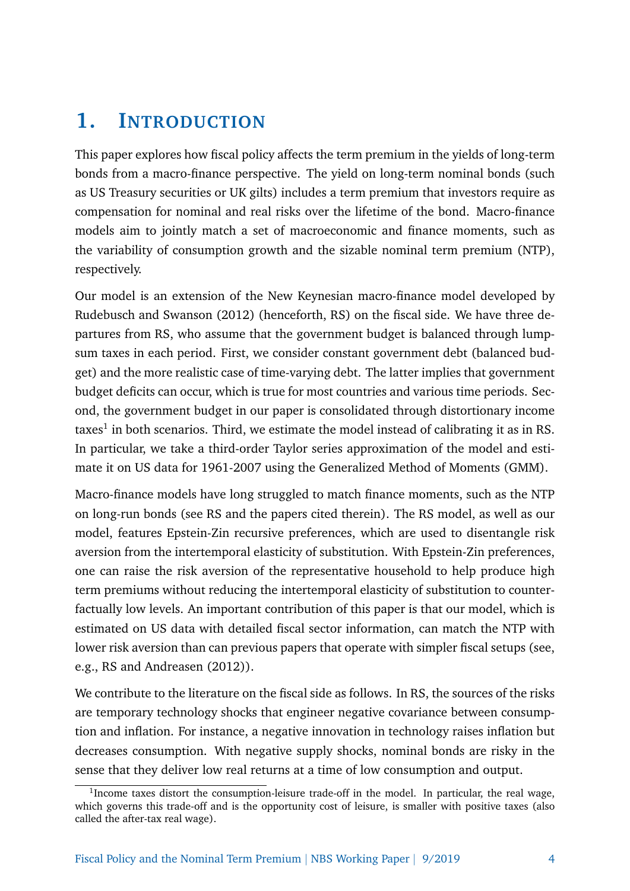# 1. Introduction

This paper explores how fiscal policy affects the term premium in the yields of long-term bonds from a macro-finance perspective. The yield on long-term nominal bonds (such as US Treasury securities or UK gilts) includes a term premium that investors require as compensation for nominal and real risks over the lifetime of the bond. Macro-finance models aim to jointly match a set of macroeconomic and finance moments, such as the variability of consumption growth and the sizable nominal term premium (NTP), respectively.

Our model is an extension of the New Keynesian macro-finance model developed by Rudebusch and Swanson (2012) (henceforth, RS) on the fiscal side. We have three departures from RS, who assume that the government budget is balanced through lump-sum taxes in each period. First, we consider constant government debt (balanced budget) and the more realistic case of time-varying debt. The latter implies that government budget deficits can occur, which is true for most countries and various time periods. Second, the government budget in our paper is consolidated through distortionary income taxes[1] in both scenarios. Third, we estimate the model instead of calibrating it as in RS. In particular, we take a third-order Taylor series approximation of the model and estimate it on US data for 1961-2007 using the Generalized Method of Moments (GMM).

Macro-finance models have long struggled to match finance moments, such as the NTP on long-run bonds (see RS and the papers cited therein). The RS model, as well as our model, features Epstein-Zin recursive preferences, which are used to disentangle risk aversion from the intertemporal elasticity of substitution. With Epstein-Zin preferences, one can raise the risk aversion of the representative household to help produce high term premiums without reducing the intertemporal elasticity of substitution to counterfactually low levels. An important contribution of this paper is that our model, which is estimated on US data with detailed fiscal sector information, can match the NTP with lower risk aversion than can previous papers that operate with simpler fiscal setups (see, e.g., RS and Andreasen (2012)).

We contribute to the literature on the fiscal side as follows. In RS, the sources of the risks are temporary technology shocks that engineer negative covariance between consumption and inflation. For instance, a negative innovation in technology raises inflation but decreases consumption. With negative supply shocks, nominal bonds are risky in the sense that they deliver low real returns at a time of low consumption and output.

[1] Income taxes distort the consumption-leisure trade-off in the model. In particular, the real wage, which governs this trade-off and is the opportunity cost of leisure, is smaller with positive taxes (also called the after-tax real wage).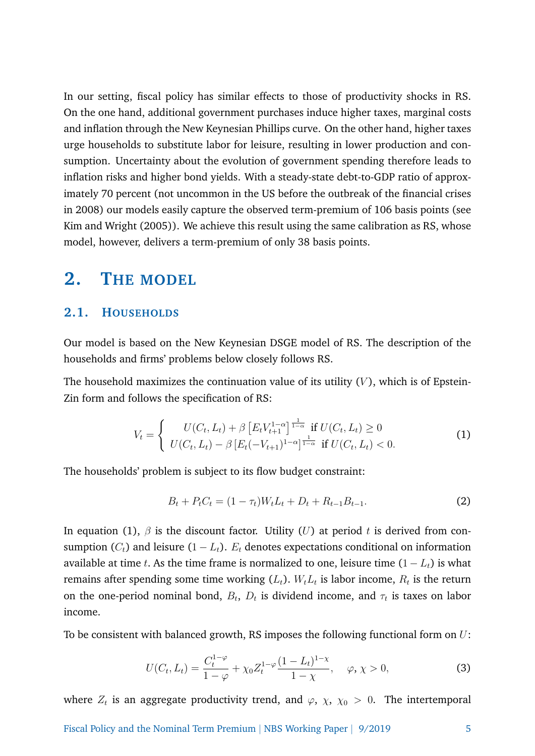In our setting, fiscal policy has similar effects to those of productivity shocks in RS. On the one hand, additional government purchases induce higher taxes, marginal costs and inflation through the New Keynesian Phillips curve. On the other hand, higher taxes urge households to substitute labor for leisure, resulting in lower production and consumption. Uncertainty about the evolution of government spending therefore leads to inflation risks and higher bond yields. With a steady-state debt-to-GDP ratio of approximately 70 percent (not uncommon in the US before the outbreak of the financial crises in 2008) our models easily capture the observed term-premium of 106 basis points (see Kim and Wright (2005)). We achieve this result using the same calibration as RS, whose model, however, delivers a term-premium of only 38 basis points.

# 2. The model

## 2.1. Households

Our model is based on the New Keynesian DSGE model of RS. The description of the households and firms' problems below closely follows RS.

The household maximizes the continuation value of its utility ($V$), which is of Epstein-Zin form and follows the specification of RS:

$$V_t = \begin{cases} U(C_t, L_t) + \beta \left[E_t V_{t+1}^{1-\alpha}\right]^{\frac{1}{1-\alpha}} \text{ if } U(C_t, L_t) \geq 0 \\ U(C_t, L_t) - \beta \left[E_t (-V_{t+1})^{1-\alpha}\right]^{\frac{1}{1-\alpha}} \text{ if } U(C_t, L_t) < 0. \end{cases} \tag{1}$$

The households' problem is subject to its flow budget constraint:

$$B_t + P_t C_t = (1 - \tau_t) W_t L_t + D_t + R_{t-1} B_{t-1}. \tag{2}$$

In equation (1), $\beta$ is the discount factor. Utility ($U$) at period $t$ is derived from consumption ($C_t$) and leisure ($1 - L_t$). $E_t$ denotes expectations conditional on information available at time $t$. As the time frame is normalized to one, leisure time ($1 - L_t$) is what remains after spending some time working ($L_t$). $W_t L_t$ is labor income, $R_t$ is the return on the one-period nominal bond, $B_t$, $D_t$ is dividend income, and $\tau_t$ is taxes on labor income.

To be consistent with balanced growth, RS imposes the following functional form on $U$:

$$U(C_t, L_t) = \frac{C_t^{1-\varphi}}{1-\varphi} + \chi_0 Z_t^{1-\varphi} \frac{(1-L_t)^{1-\chi}}{1-\chi}, \quad \varphi, \chi > 0, \tag{3}$$

where $Z_t$ is an aggregate productivity trend, and $\varphi$, $\chi$, $\chi_0 > 0$. The intertemporal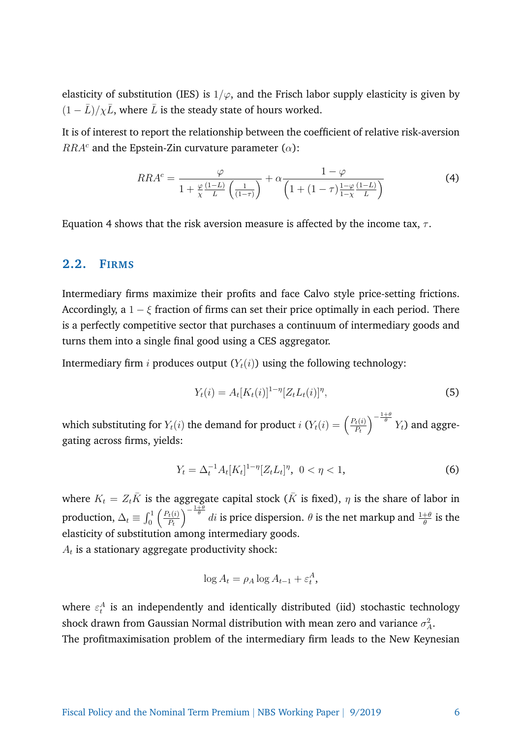elasticity of substitution (IES) is $1/\varphi$, and the Frisch labor supply elasticity is given by $(1-\bar{L})/\chi\bar{L}$, where $\bar{L}$ is the steady state of hours worked.

It is of interest to report the relationship between the coefficient of relative risk-aversion $RRA^c$ and the Epstein-Zin curvature parameter ($\alpha$):

$$RRA^c = \frac{\varphi}{1 + \frac{\varphi}{\chi}\frac{(1-L)}{L}\left(\frac{1}{(1-\tau)}\right)} + \alpha \frac{1-\varphi}{\left(1 + (1-\tau)\frac{1-\varphi}{1-\chi}\frac{(1-L)}{L}\right)} \tag{4}$$

Equation 4 shows that the risk aversion measure is affected by the income tax, $\tau$.

## 2.2. Firms

Intermediary firms maximize their profits and face Calvo style price-setting frictions. Accordingly, a $1-\xi$ fraction of firms can set their price optimally in each period. There is a perfectly competitive sector that purchases a continuum of intermediary goods and turns them into a single final good using a CES aggregator.

Intermediary firm $i$ produces output ($Y_t(i)$) using the following technology:

$$Y_t(i) = A_t[K_t(i)]^{1-\eta}[Z_t L_t(i)]^{\eta}, \tag{5}$$

which substituting for $Y_t(i)$ the demand for product $i$ ($Y_t(i) = \left(\frac{P_t(i)}{P_t}\right)^{-\frac{1+\theta}{\theta}} Y_t$) and aggregating across firms, yields:

$$Y_t = \Delta_t^{-1} A_t[K_t]^{1-\eta}[Z_t L_t]^{\eta}, \;\; 0 < \eta < 1, \tag{6}$$

where $K_t = Z_t\bar{K}$ is the aggregate capital stock ($\bar{K}$ is fixed), $\eta$ is the share of labor in production, $\Delta_t \equiv \int_0^1 \left(\frac{P_t(i)}{P_t}\right)^{-\frac{1+\theta}{\theta}} di$ is price dispersion. $\theta$ is the net markup and $\frac{1+\theta}{\theta}$ is the elasticity of substitution among intermediary goods.
$A_t$ is a stationary aggregate productivity shock:

$$\log A_t = \rho_A \log A_{t-1} + \varepsilon_t^A,$$

where $\varepsilon_t^A$ is an independently and identically distributed (iid) stochastic technology shock drawn from Gaussian Normal distribution with mean zero and variance $\sigma_A^2$.
The profitmaximisation problem of the intermediary firm leads to the New Keynesian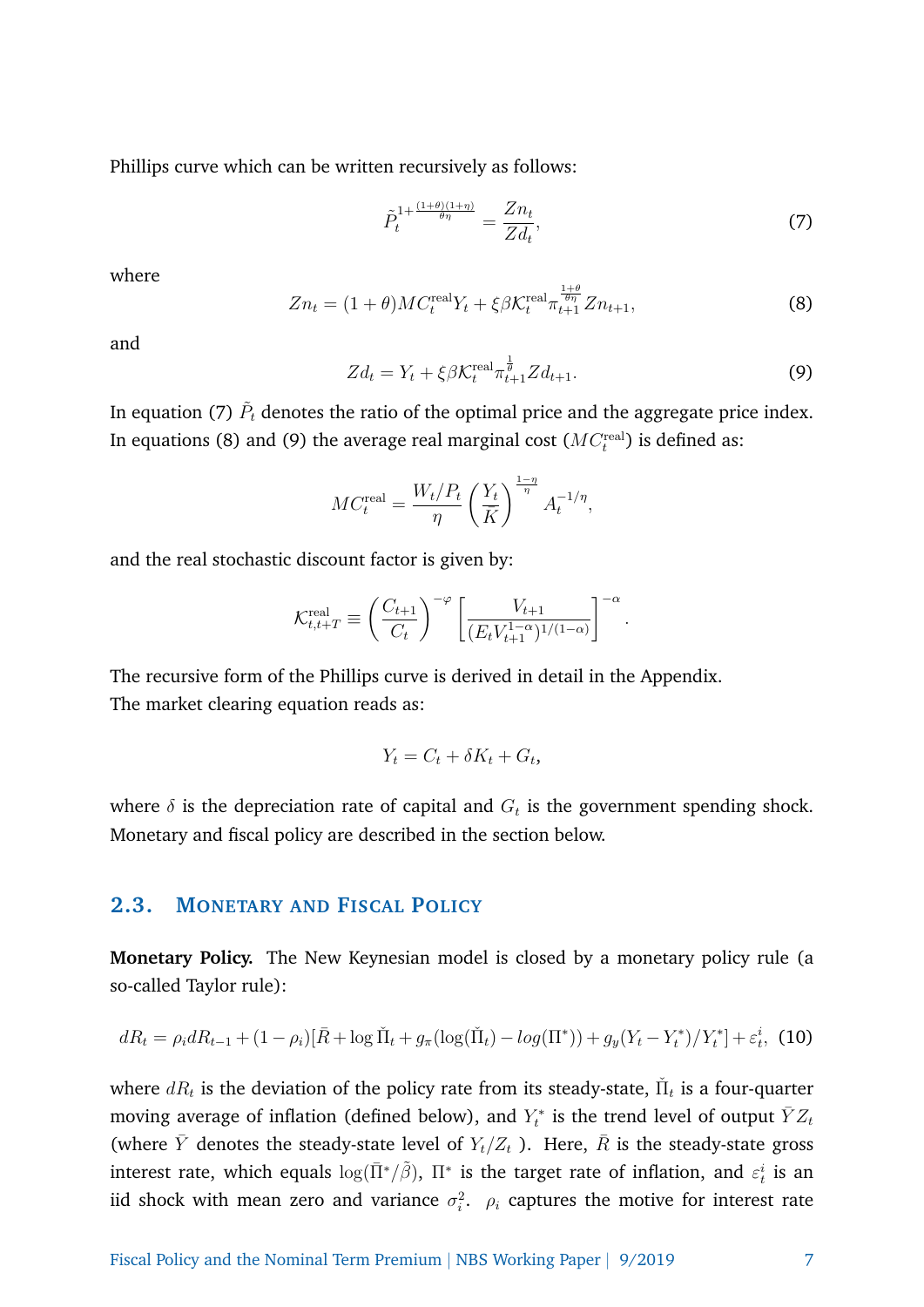Phillips curve which can be written recursively as follows:

$$\tilde{P}_t^{1+\frac{(1+\theta)(1+\eta)}{\theta\eta}} = \frac{Zn_t}{Zd_t}, \tag{7}$$

where

$$Zn_t = (1+\theta)MC_t^{\text{real}}Y_t + \xi\beta\mathcal{K}_t^{\text{real}}\pi_{t+1}^{\frac{1+\theta}{\theta\eta}}Zn_{t+1}, \tag{8}$$

and

$$Zd_t = Y_t + \xi\beta\mathcal{K}_t^{\text{real}}\pi_{t+1}^{\frac{1}{\theta}}Zd_{t+1}. \tag{9}$$

In equation (7) $\tilde{P}_t$ denotes the ratio of the optimal price and the aggregate price index. In equations (8) and (9) the average real marginal cost ($MC_t^{\text{real}}$) is defined as:

$$MC_t^{\text{real}} = \frac{W_t/P_t}{\eta}\left(\frac{Y_t}{K}\right)^{\frac{1-\eta}{\eta}}A_t^{-1/\eta},$$

and the real stochastic discount factor is given by:

$$\mathcal{K}_{t,t+T}^{\text{real}} \equiv \left(\frac{C_{t+1}}{C_t}\right)^{-\varphi}\left[\frac{V_{t+1}}{(E_tV_{t+1}^{1-\alpha})^{1/(1-\alpha)}}\right]^{-\alpha}.$$

The recursive form of the Phillips curve is derived in detail in the Appendix.
The market clearing equation reads as:

$$Y_t = C_t + \delta K_t + G_t,$$

where $\delta$ is the depreciation rate of capital and $G_t$ is the government spending shock. Monetary and fiscal policy are described in the section below.

## 2.3. Monetary and Fiscal Policy

**Monetary Policy.** The New Keynesian model is closed by a monetary policy rule (a so-called Taylor rule):

$$dR_t = \rho_i dR_{t-1} + (1-\rho_i)[\bar{R} + \log\check{\Pi}_t + g_\pi(\log(\check{\Pi}_t) - log(\Pi^*)) + g_y(Y_t - Y_t^*)/Y_t^*] + \varepsilon_t^i, \tag{10}$$

where $dR_t$ is the deviation of the policy rate from its steady-state, $\check{\Pi}_t$ is a four-quarter moving average of inflation (defined below), and $Y_t^*$ is the trend level of output $\bar{Y}Z_t$ (where $\bar{Y}$ denotes the steady-state level of $Y_t/Z_t$ ). Here, $\bar{R}$ is the steady-state gross interest rate, which equals $\log(\bar{\Pi}^*/\tilde{\beta})$, $\Pi^*$ is the target rate of inflation, and $\varepsilon_t^i$ is an iid shock with mean zero and variance $\sigma_i^2$. $\rho_i$ captures the motive for interest rate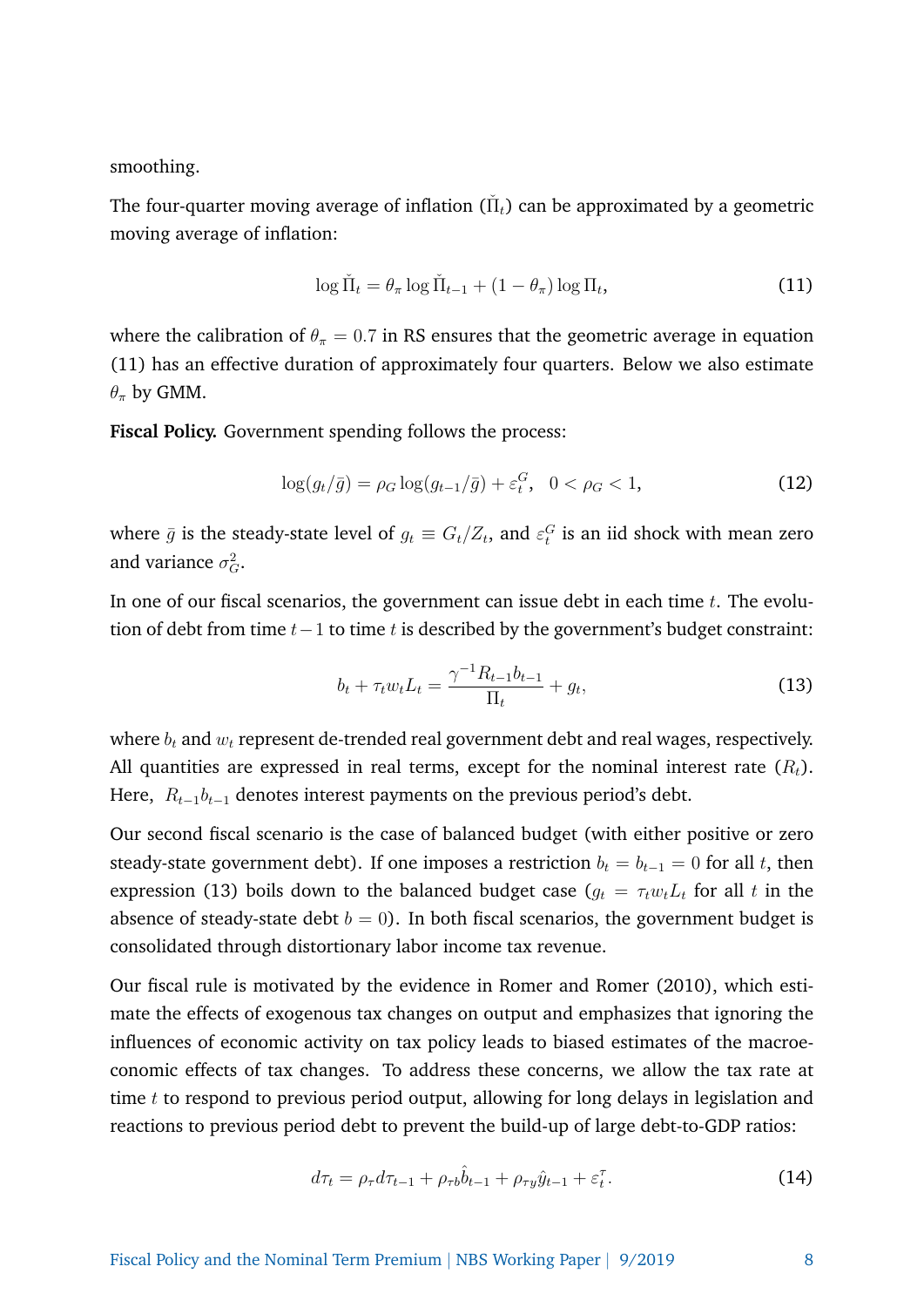smoothing.

The four-quarter moving average of inflation ($\check{\Pi}_t$) can be approximated by a geometric moving average of inflation:

$$\log \check{\Pi}_t = \theta_\pi \log \check{\Pi}_{t-1} + (1-\theta_\pi) \log \Pi_t, \tag{11}$$

where the calibration of $\theta_\pi = 0.7$ in RS ensures that the geometric average in equation (11) has an effective duration of approximately four quarters. Below we also estimate $\theta_\pi$ by GMM.

**Fiscal Policy.** Government spending follows the process:

$$\log(g_t/\bar{g}) = \rho_G \log(g_{t-1}/\bar{g}) + \varepsilon_t^G, \quad 0 < \rho_G < 1, \tag{12}$$

where $\bar{g}$ is the steady-state level of $g_t \equiv G_t/Z_t$, and $\varepsilon_t^G$ is an iid shock with mean zero and variance $\sigma_G^2$.

In one of our fiscal scenarios, the government can issue debt in each time $t$. The evolution of debt from time $t-1$ to time $t$ is described by the government's budget constraint:

$$b_t + \tau_t w_t L_t = \frac{\gamma^{-1} R_{t-1} b_{t-1}}{\Pi_t} + g_t, \tag{13}$$

where $b_t$ and $w_t$ represent de-trended real government debt and real wages, respectively. All quantities are expressed in real terms, except for the nominal interest rate ($R_t$). Here, $R_{t-1} b_{t-1}$ denotes interest payments on the previous period's debt.

Our second fiscal scenario is the case of balanced budget (with either positive or zero steady-state government debt). If one imposes a restriction $b_t = b_{t-1} = 0$ for all $t$, then expression (13) boils down to the balanced budget case ($g_t = \tau_t w_t L_t$ for all $t$ in the absence of steady-state debt $b = 0$). In both fiscal scenarios, the government budget is consolidated through distortionary labor income tax revenue.

Our fiscal rule is motivated by the evidence in Romer and Romer (2010), which estimate the effects of exogenous tax changes on output and emphasizes that ignoring the influences of economic activity on tax policy leads to biased estimates of the macroeconomic effects of tax changes. To address these concerns, we allow the tax rate at time $t$ to respond to previous period output, allowing for long delays in legislation and reactions to previous period debt to prevent the build-up of large debt-to-GDP ratios:

$$d\tau_t = \rho_\tau d\tau_{t-1} + \rho_{\tau b} \hat{b}_{t-1} + \rho_{\tau y} \hat{y}_{t-1} + \varepsilon_t^\tau. \tag{14}$$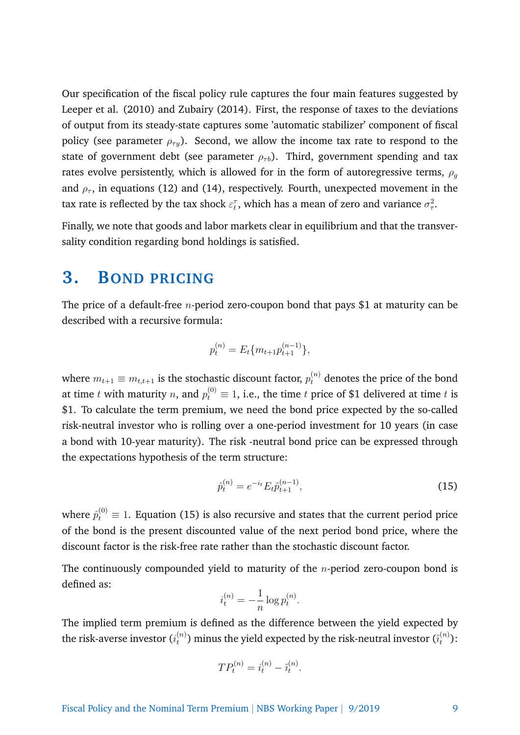Our specification of the fiscal policy rule captures the four main features suggested by Leeper et al. (2010) and Zubairy (2014). First, the response of taxes to the deviations of output from its steady-state captures some 'automatic stabilizer' component of fiscal policy (see parameter $\rho_{\tau y}$). Second, we allow the income tax rate to respond to the state of government debt (see parameter $\rho_{\tau b}$). Third, government spending and tax rates evolve persistently, which is allowed for in the form of autoregressive terms, $\rho_g$ and $\rho_\tau$, in equations (12) and (14), respectively. Fourth, unexpected movement in the tax rate is reflected by the tax shock $\varepsilon_t^\tau$, which has a mean of zero and variance $\sigma_\tau^2$.

Finally, we note that goods and labor markets clear in equilibrium and that the transversality condition regarding bond holdings is satisfied.

## 3. Bond pricing

The price of a default-free $n$-period zero-coupon bond that pays \$1 at maturity can be described with a recursive formula:

$$p_t^{(n)} = E_t\{m_{t+1} p_{t+1}^{(n-1)}\},$$

where $m_{t+1} \equiv m_{t,t+1}$ is the stochastic discount factor, $p_t^{(n)}$ denotes the price of the bond at time $t$ with maturity $n$, and $p_t^{(0)} \equiv 1$, i.e., the time $t$ price of \$1 delivered at time $t$ is \$1. To calculate the term premium, we need the bond price expected by the so-called risk-neutral investor who is rolling over a one-period investment for 10 years (in case a bond with 10-year maturity). The risk -neutral bond price can be expressed through the expectations hypothesis of the term structure:

$$\hat{p}_t^{(n)} = e^{-i_t} E_t \hat{p}_{t+1}^{(n-1)}, \tag{15}$$

where $\hat{p}_t^{(0)} \equiv 1$. Equation (15) is also recursive and states that the current period price of the bond is the present discounted value of the next period bond price, where the discount factor is the risk-free rate rather than the stochastic discount factor.

The continuously compounded yield to maturity of the $n$-period zero-coupon bond is defined as:

$$i_t^{(n)} = -\frac{1}{n} \log p_t^{(n)}.$$

The implied term premium is defined as the difference between the yield expected by the risk-averse investor ($i_t^{(n)}$) minus the yield expected by the risk-neutral investor ($\hat{i}_t^{(n)}$):

$$TP_t^{(n)} = i_t^{(n)} - \hat{i}_t^{(n)}.$$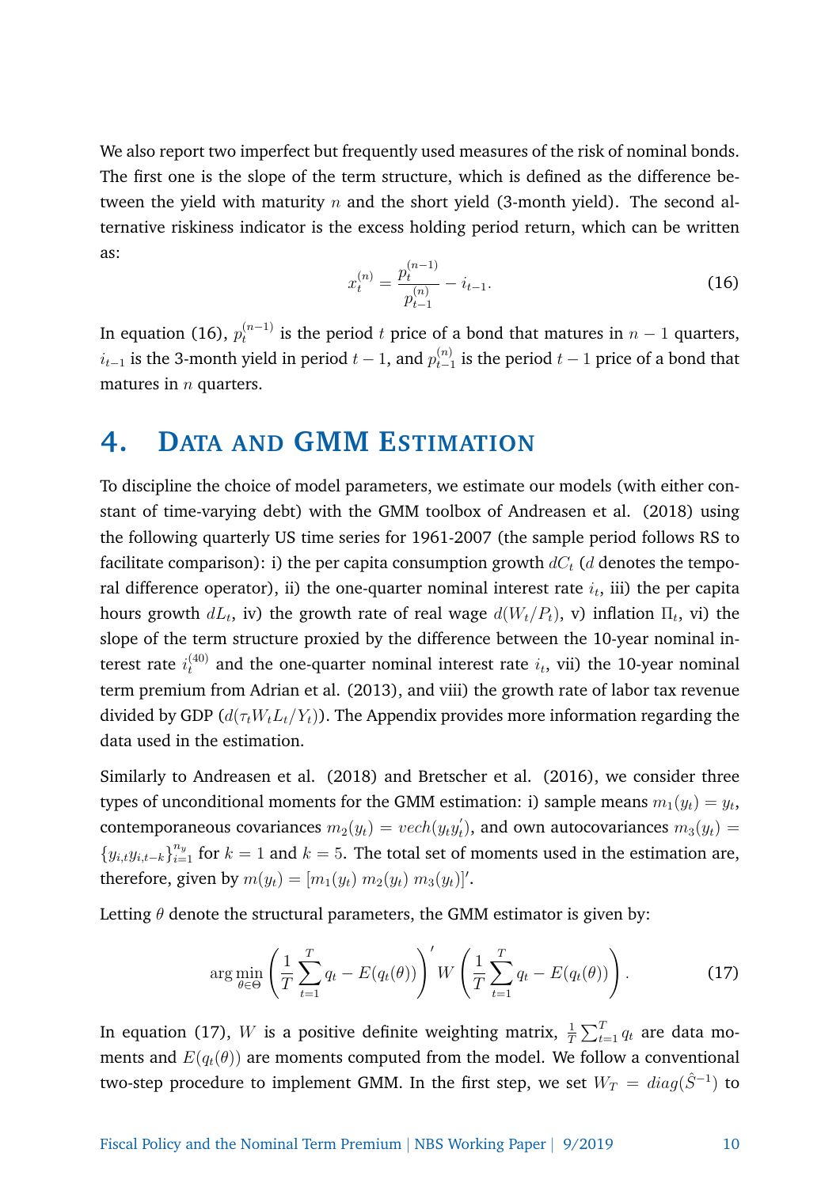We also report two imperfect but frequently used measures of the risk of nominal bonds. The first one is the slope of the term structure, which is defined as the difference between the yield with maturity $n$ and the short yield (3-month yield). The second alternative riskiness indicator is the excess holding period return, which can be written as:

$$x_t^{(n)} = \frac{p_t^{(n-1)}}{p_{t-1}^{(n)}} - i_{t-1}. \tag{16}$$

In equation (16), $p_t^{(n-1)}$ is the period $t$ price of a bond that matures in $n-1$ quarters, $i_{t-1}$ is the 3-month yield in period $t-1$, and $p_{t-1}^{(n)}$ is the period $t-1$ price of a bond that matures in $n$ quarters.

# 4. Data and GMM Estimation

To discipline the choice of model parameters, we estimate our models (with either constant of time-varying debt) with the GMM toolbox of Andreasen et al. (2018) using the following quarterly US time series for 1961-2007 (the sample period follows RS to facilitate comparison): i) the per capita consumption growth $dC_t$ ($d$ denotes the temporal difference operator), ii) the one-quarter nominal interest rate $i_t$, iii) the per capita hours growth $dL_t$, iv) the growth rate of real wage $d(W_t/P_t)$, v) inflation $\Pi_t$, vi) the slope of the term structure proxied by the difference between the 10-year nominal interest rate $i_t^{(40)}$ and the one-quarter nominal interest rate $i_t$, vii) the 10-year nominal term premium from Adrian et al. (2013), and viii) the growth rate of labor tax revenue divided by GDP ($d(\tau_t W_t L_t / Y_t)$). The Appendix provides more information regarding the data used in the estimation.

Similarly to Andreasen et al. (2018) and Bretscher et al. (2016), we consider three types of unconditional moments for the GMM estimation: i) sample means $m_1(y_t) = y_t$, contemporaneous covariances $m_2(y_t) = vech(y_t y_t^{'})$, and own autocovariances $m_3(y_t) = \{y_{i,t} y_{i,t-k}\}_{i=1}^{n_y}$ for $k = 1$ and $k = 5$. The total set of moments used in the estimation are, therefore, given by $m(y_t) = [m_1(y_t)\ m_2(y_t)\ m_3(y_t)]'$.

Letting $\theta$ denote the structural parameters, the GMM estimator is given by:

$$\arg\min_{\theta \in \Theta} \left( \frac{1}{T} \sum_{t=1}^{T} q_t - E(q_t(\theta)) \right)' W \left( \frac{1}{T} \sum_{t=1}^{T} q_t - E(q_t(\theta)) \right). \tag{17}$$

In equation (17), $W$ is a positive definite weighting matrix, $\frac{1}{T}\sum_{t=1}^{T} q_t$ are data moments and $E(q_t(\theta))$ are moments computed from the model. We follow a conventional two-step procedure to implement GMM. In the first step, we set $W_T = diag(\hat{S}^{-1})$ to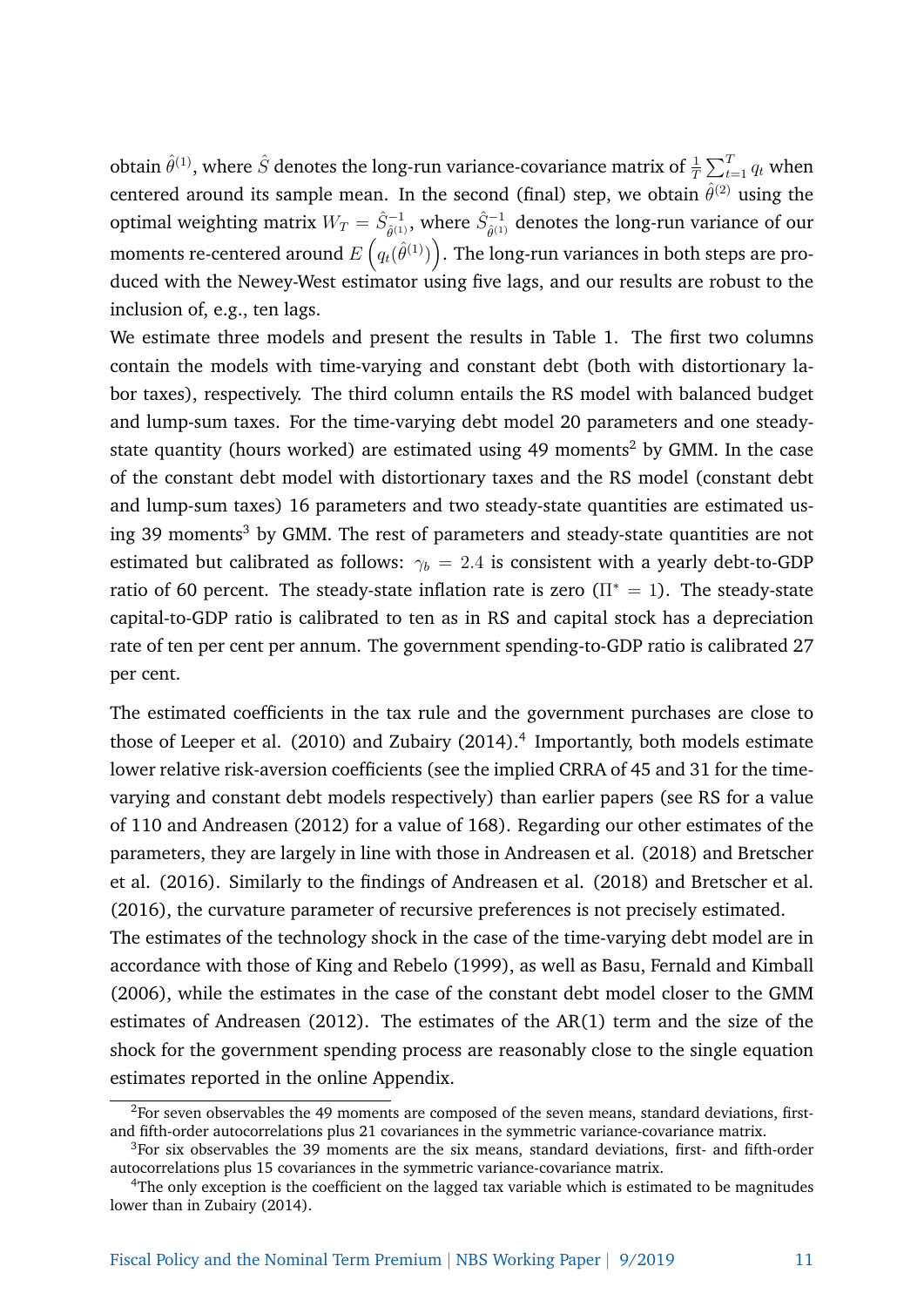obtain $\hat{\theta}^{(1)}$, where $\hat{S}$ denotes the long-run variance-covariance matrix of $\frac{1}{T}\sum_{t=1}^{T} q_t$ when centered around its sample mean. In the second (final) step, we obtain $\hat{\theta}^{(2)}$ using the optimal weighting matrix $W_T = \hat{S}^{-1}_{\hat{\theta}^{(1)}}$, where $\hat{S}^{-1}_{\hat{\theta}^{(1)}}$ denotes the long-run variance of our moments re-centered around $E\left(q_t(\hat{\theta}^{(1)})\right)$. The long-run variances in both steps are produced with the Newey-West estimator using five lags, and our results are robust to the inclusion of, e.g., ten lags.

We estimate three models and present the results in Table 1. The first two columns contain the models with time-varying and constant debt (both with distortionary labor taxes), respectively. The third column entails the RS model with balanced budget and lump-sum taxes. For the time-varying debt model 20 parameters and one steady-state quantity (hours worked) are estimated using 49 moments[2] by GMM. In the case of the constant debt model with distortionary taxes and the RS model (constant debt and lump-sum taxes) 16 parameters and two steady-state quantities are estimated using 39 moments[3] by GMM. The rest of parameters and steady-state quantities are not estimated but calibrated as follows: $\gamma_b = 2.4$ is consistent with a yearly debt-to-GDP ratio of 60 percent. The steady-state inflation rate is zero ($\Pi^* = 1$). The steady-state capital-to-GDP ratio is calibrated to ten as in RS and capital stock has a depreciation rate of ten per cent per annum. The government spending-to-GDP ratio is calibrated 27 per cent.

The estimated coefficients in the tax rule and the government purchases are close to those of Leeper et al. (2010) and Zubairy (2014).[4] Importantly, both models estimate lower relative risk-aversion coefficients (see the implied CRRA of 45 and 31 for the time-varying and constant debt models respectively) than earlier papers (see RS for a value of 110 and Andreasen (2012) for a value of 168). Regarding our other estimates of the parameters, they are largely in line with those in Andreasen et al. (2018) and Bretscher et al. (2016). Similarly to the findings of Andreasen et al. (2018) and Bretscher et al. (2016), the curvature parameter of recursive preferences is not precisely estimated.

The estimates of the technology shock in the case of the time-varying debt model are in accordance with those of King and Rebelo (1999), as well as Basu, Fernald and Kimball (2006), while the estimates in the case of the constant debt model closer to the GMM estimates of Andreasen (2012). The estimates of the AR(1) term and the size of the shock for the government spending process are reasonably close to the single equation estimates reported in the online Appendix.

---

[2] For seven observables the 49 moments are composed of the seven means, standard deviations, first- and fifth-order autocorrelations plus 21 covariances in the symmetric variance-covariance matrix.

[3] For six observables the 39 moments are the six means, standard deviations, first- and fifth-order autocorrelations plus 15 covariances in the symmetric variance-covariance matrix.

[4] The only exception is the coefficient on the lagged tax variable which is estimated to be magnitudes lower than in Zubairy (2014).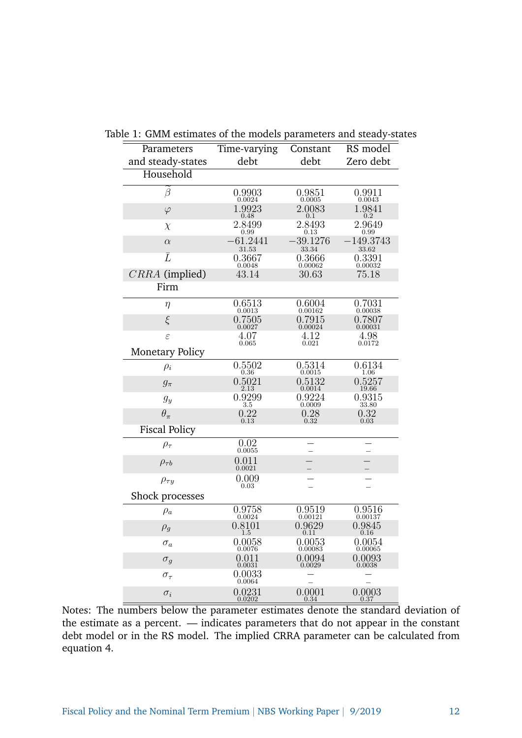Table 1: GMM estimates of the models parameters and steady-states

| Parameters and steady-states | Time-varying debt | Constant debt | RS model Zero debt |
|---|---|---|---|
| **Household** | | | |
| $\widetilde{\beta}$ | 0.9903 (0.0024) | 0.9851 (0.0005) | 0.9911 (0.0043) |
| $\varphi$ | 1.9923 (0.48) | 2.0083 (0.1) | 1.9841 (0.2) |
| $\chi$ | 2.8499 (0.99) | 2.8493 (0.13) | 2.9649 (0.99) |
| $\alpha$ | $-61.2441$ (31.53) | $-39.1276$ (33.34) | $-149.3743$ (33.62) |
| $\bar{L}$ | 0.3667 (0.0048) | 0.3666 (0.00062) | 0.3391 (0.00032) |
| $CRRA$ (implied) | 43.14 | 30.63 | 75.18 |
| **Firm** | | | |
| $\eta$ | 0.6513 (0.0013) | 0.6004 (0.00162) | 0.7031 (0.00038) |
| $\xi$ | 0.7505 (0.0027) | 0.7915 (0.00024) | 0.7807 (0.00031) |
| $\varepsilon$ | 4.07 (0.065) | 4.12 (0.021) | 4.98 (0.0172) |
| **Monetary Policy** | | | |
| $\rho_i$ | 0.5502 (0.36) | 0.5314 (0.0015) | 0.6134 (1.06) |
| $g_\pi$ | 0.5021 (2.13) | 0.5132 (0.0014) | 0.5257 (19.66) |
| $g_y$ | 0.9299 (3.5) | 0.9224 (0.0009) | 0.9315 (33.80) |
| $\theta_\pi$ | 0.22 (0.13) | 0.28 (0.32) | 0.32 (0.03) |
| **Fiscal Policy** | | | |
| $\rho_\tau$ | 0.02 (0.0055) | — | — |
| $\rho_{\tau b}$ | 0.011 (0.0021) | — | — |
| $\rho_{\tau y}$ | 0.009 (0.03) | — | — |
| **Shock processes** | | | |
| $\rho_a$ | 0.9758 (0.0024) | 0.9519 (0.00121) | 0.9516 (0.00137) |
| $\rho_g$ | 0.8101 (1.5) | 0.9629 (0.11) | 0.9845 (0.16) |
| $\sigma_a$ | 0.0058 (0.0076) | 0.0053 (0.00083) | 0.0054 (0.00065) |
| $\sigma_g$ | 0.011 (0.0031) | 0.0094 (0.0029) | 0.0093 (0.0038) |
| $\sigma_\tau$ | 0.0033 (0.0064) | — | — |
| $\sigma_i$ | 0.0231 (0.0202) | 0.0001 (0.34) | 0.0003 (0.37) |

Notes: The numbers below the parameter estimates denote the standard deviation of the estimate as a percent. — indicates parameters that do not appear in the constant debt model or in the RS model. The implied CRRA parameter can be calculated from equation 4.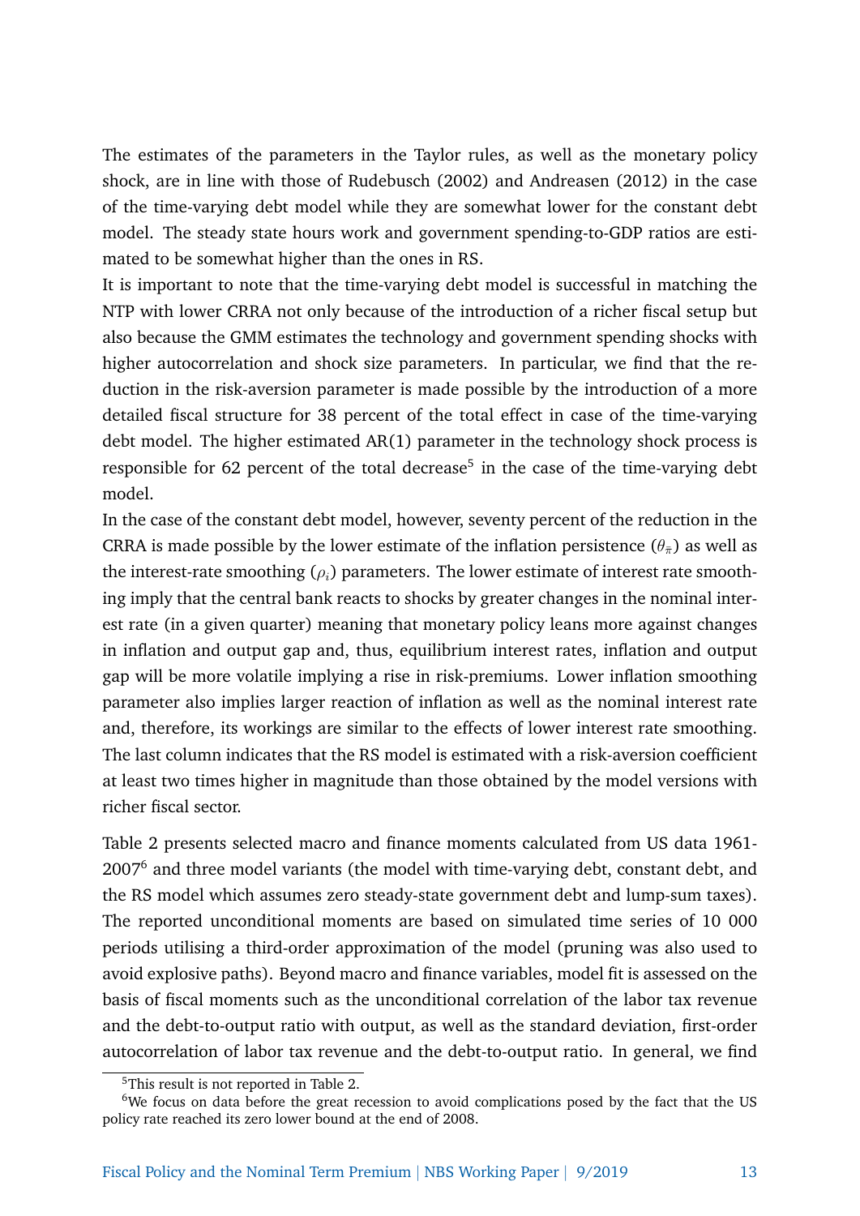The estimates of the parameters in the Taylor rules, as well as the monetary policy shock, are in line with those of Rudebusch (2002) and Andreasen (2012) in the case of the time-varying debt model while they are somewhat lower for the constant debt model. The steady state hours work and government spending-to-GDP ratios are estimated to be somewhat higher than the ones in RS.

It is important to note that the time-varying debt model is successful in matching the NTP with lower CRRA not only because of the introduction of a richer fiscal setup but also because the GMM estimates the technology and government spending shocks with higher autocorrelation and shock size parameters. In particular, we find that the reduction in the risk-aversion parameter is made possible by the introduction of a more detailed fiscal structure for 38 percent of the total effect in case of the time-varying debt model. The higher estimated AR(1) parameter in the technology shock process is responsible for 62 percent of the total decrease[5] in the case of the time-varying debt model.

In the case of the constant debt model, however, seventy percent of the reduction in the CRRA is made possible by the lower estimate of the inflation persistence ($\theta_{\bar{\pi}}$) as well as the interest-rate smoothing ($\rho_i$) parameters. The lower estimate of interest rate smoothing imply that the central bank reacts to shocks by greater changes in the nominal interest rate (in a given quarter) meaning that monetary policy leans more against changes in inflation and output gap and, thus, equilibrium interest rates, inflation and output gap will be more volatile implying a rise in risk-premiums. Lower inflation smoothing parameter also implies larger reaction of inflation as well as the nominal interest rate and, therefore, its workings are similar to the effects of lower interest rate smoothing. The last column indicates that the RS model is estimated with a risk-aversion coefficient at least two times higher in magnitude than those obtained by the model versions with richer fiscal sector.

Table 2 presents selected macro and finance moments calculated from US data 1961-2007[6] and three model variants (the model with time-varying debt, constant debt, and the RS model which assumes zero steady-state government debt and lump-sum taxes). The reported unconditional moments are based on simulated time series of 10 000 periods utilising a third-order approximation of the model (pruning was also used to avoid explosive paths). Beyond macro and finance variables, model fit is assessed on the basis of fiscal moments such as the unconditional correlation of the labor tax revenue and the debt-to-output ratio with output, as well as the standard deviation, first-order autocorrelation of labor tax revenue and the debt-to-output ratio. In general, we find

[5] This result is not reported in Table 2.

[6] We focus on data before the great recession to avoid complications posed by the fact that the US policy rate reached its zero lower bound at the end of 2008.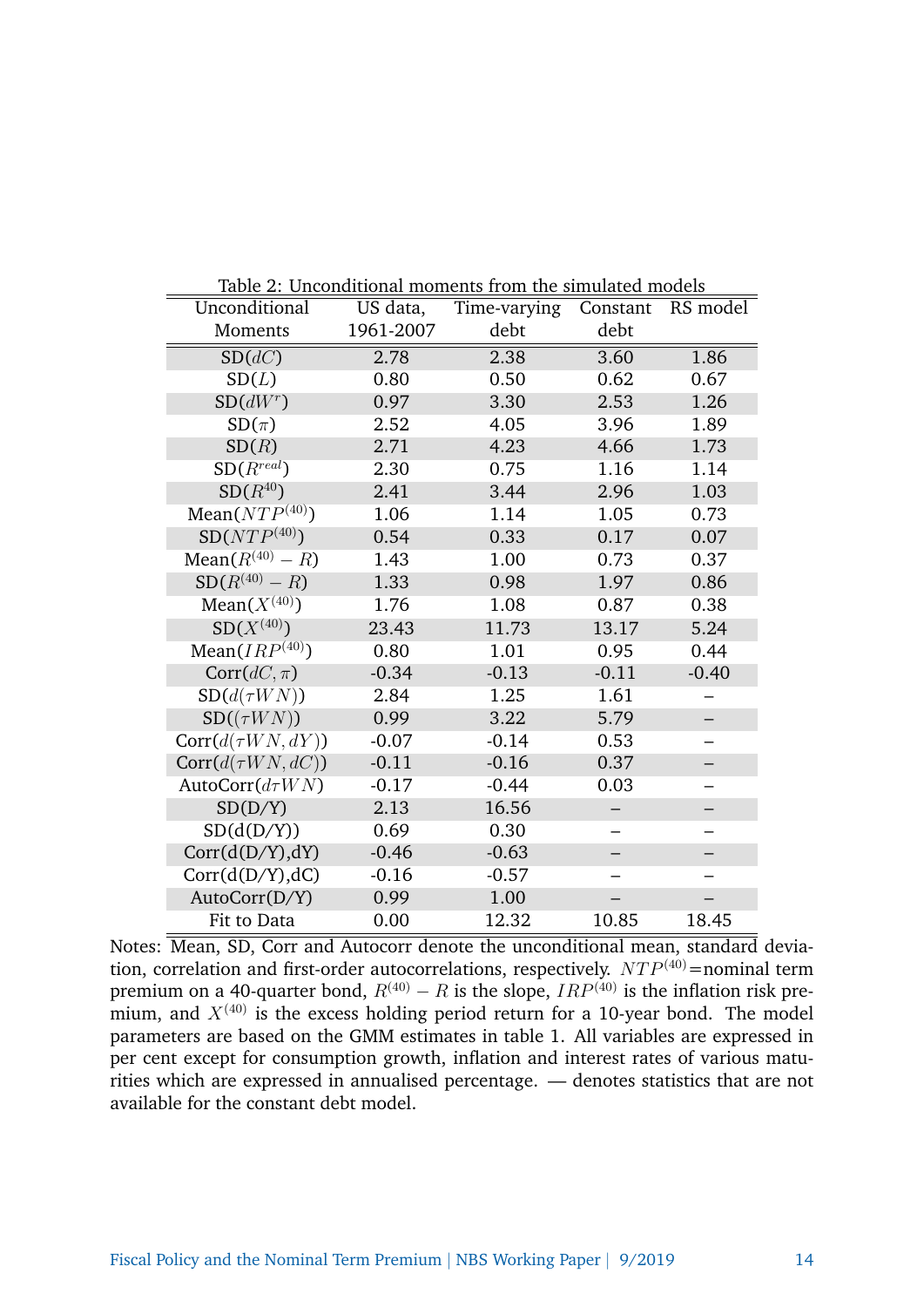Table 2: Unconditional moments from the simulated models

| Unconditional Moments | US data, 1961-2007 | Time-varying debt | Constant debt | RS model |
|---|---|---|---|---|
| SD($dC$) | 2.78 | 2.38 | 3.60 | 1.86 |
| SD($L$) | 0.80 | 0.50 | 0.62 | 0.67 |
| SD($dW^r$) | 0.97 | 3.30 | 2.53 | 1.26 |
| SD($\pi$) | 2.52 | 4.05 | 3.96 | 1.89 |
| SD($R$) | 2.71 | 4.23 | 4.66 | 1.73 |
| SD($R^{real}$) | 2.30 | 0.75 | 1.16 | 1.14 |
| SD($R^{40}$) | 2.41 | 3.44 | 2.96 | 1.03 |
| Mean($NTP^{(40)}$) | 1.06 | 1.14 | 1.05 | 0.73 |
| SD($NTP^{(40)}$) | 0.54 | 0.33 | 0.17 | 0.07 |
| Mean($R^{(40)} - R$) | 1.43 | 1.00 | 0.73 | 0.37 |
| SD($R^{(40)} - R$) | 1.33 | 0.98 | 1.97 | 0.86 |
| Mean($X^{(40)}$) | 1.76 | 1.08 | 0.87 | 0.38 |
| SD($X^{(40)}$) | 23.43 | 11.73 | 13.17 | 5.24 |
| Mean($IRP^{(40)}$) | 0.80 | 1.01 | 0.95 | 0.44 |
| Corr($dC, \pi$) | -0.34 | -0.13 | -0.11 | -0.40 |
| SD($d(\tau WN)$) | 2.84 | 1.25 | 1.61 | – |
| SD($(\tau WN)$) | 0.99 | 3.22 | 5.79 | – |
| Corr($d(\tau WN, dY)$) | -0.07 | -0.14 | 0.53 | – |
| Corr($d(\tau WN, dC)$) | -0.11 | -0.16 | 0.37 | – |
| AutoCorr($d\tau WN$) | -0.17 | -0.44 | 0.03 | – |
| SD(D/Y) | 2.13 | 16.56 | – | – |
| SD(d(D/Y)) | 0.69 | 0.30 | – | – |
| Corr(d(D/Y),dY) | -0.46 | -0.63 | – | – |
| Corr(d(D/Y),dC) | -0.16 | -0.57 | – | – |
| AutoCorr(D/Y) | 0.99 | 1.00 | – | – |
| Fit to Data | 0.00 | 12.32 | 10.85 | 18.45 |

Notes: Mean, SD, Corr and Autocorr denote the unconditional mean, standard deviation, correlation and first-order autocorrelations, respectively. $NTP^{(40)}$=nominal term premium on a 40-quarter bond, $R^{(40)} - R$ is the slope, $IRP^{(40)}$ is the inflation risk premium, and $X^{(40)}$ is the excess holding period return for a 10-year bond. The model parameters are based on the GMM estimates in table 1. All variables are expressed in per cent except for consumption growth, inflation and interest rates of various maturities which are expressed in annualised percentage. — denotes statistics that are not available for the constant debt model.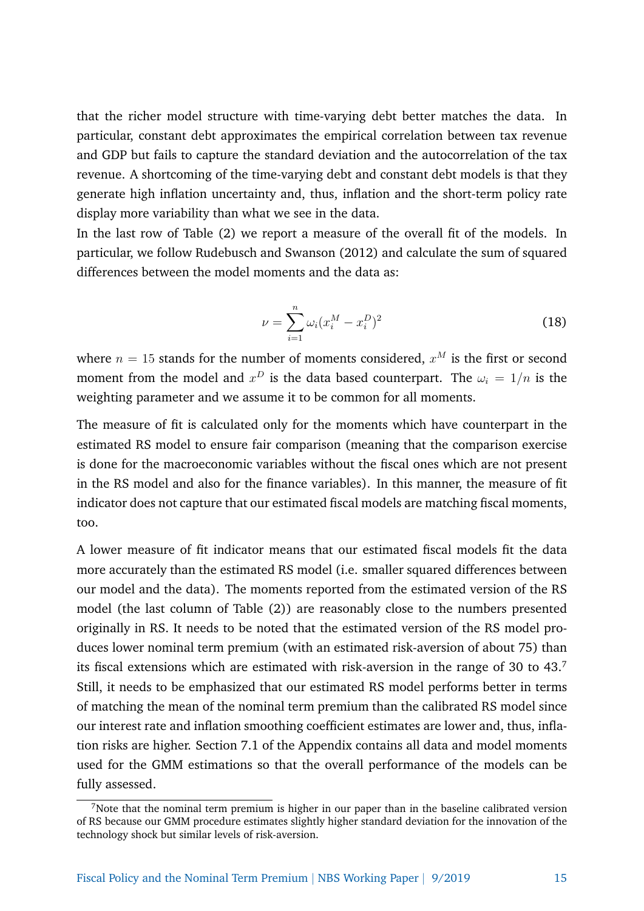that the richer model structure with time-varying debt better matches the data. In particular, constant debt approximates the empirical correlation between tax revenue and GDP but fails to capture the standard deviation and the autocorrelation of the tax revenue. A shortcoming of the time-varying debt and constant debt models is that they generate high inflation uncertainty and, thus, inflation and the short-term policy rate display more variability than what we see in the data.

In the last row of Table (2) we report a measure of the overall fit of the models. In particular, we follow Rudebusch and Swanson (2012) and calculate the sum of squared differences between the model moments and the data as:

$$\nu = \sum_{i=1}^{n} \omega_i (x_i^M - x_i^D)^2 \tag{18}$$

where $n = 15$ stands for the number of moments considered, $x^M$ is the first or second moment from the model and $x^D$ is the data based counterpart. The $\omega_i = 1/n$ is the weighting parameter and we assume it to be common for all moments.

The measure of fit is calculated only for the moments which have counterpart in the estimated RS model to ensure fair comparison (meaning that the comparison exercise is done for the macroeconomic variables without the fiscal ones which are not present in the RS model and also for the finance variables). In this manner, the measure of fit indicator does not capture that our estimated fiscal models are matching fiscal moments, too.

A lower measure of fit indicator means that our estimated fiscal models fit the data more accurately than the estimated RS model (i.e. smaller squared differences between our model and the data). The moments reported from the estimated version of the RS model (the last column of Table (2)) are reasonably close to the numbers presented originally in RS. It needs to be noted that the estimated version of the RS model produces lower nominal term premium (with an estimated risk-aversion of about 75) than its fiscal extensions which are estimated with risk-aversion in the range of 30 to 43.[7] Still, it needs to be emphasized that our estimated RS model performs better in terms of matching the mean of the nominal term premium than the calibrated RS model since our interest rate and inflation smoothing coefficient estimates are lower and, thus, inflation risks are higher. Section 7.1 of the Appendix contains all data and model moments used for the GMM estimations so that the overall performance of the models can be fully assessed.

[7] Note that the nominal term premium is higher in our paper than in the baseline calibrated version of RS because our GMM procedure estimates slightly higher standard deviation for the innovation of the technology shock but similar levels of risk-aversion.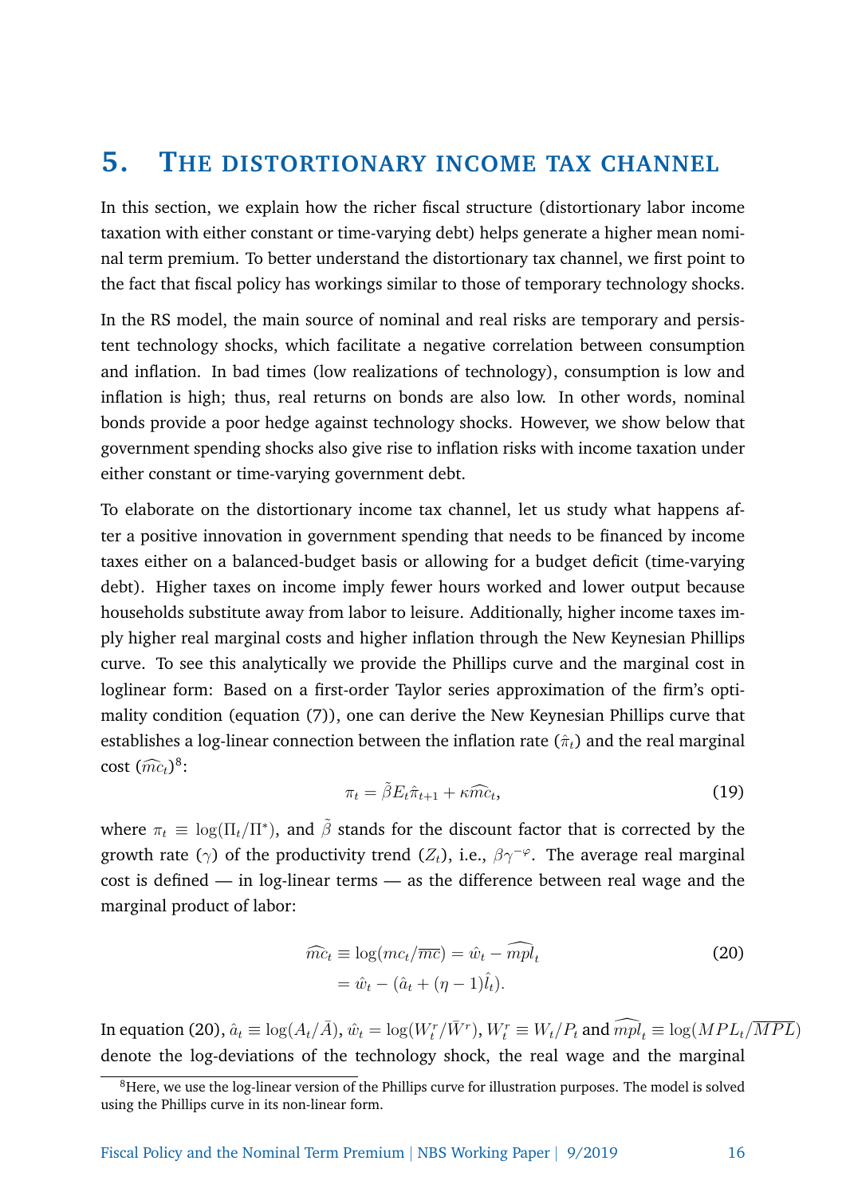# 5. The distortionary income tax channel

In this section, we explain how the richer fiscal structure (distortionary labor income taxation with either constant or time-varying debt) helps generate a higher mean nominal term premium. To better understand the distortionary tax channel, we first point to the fact that fiscal policy has workings similar to those of temporary technology shocks.

In the RS model, the main source of nominal and real risks are temporary and persistent technology shocks, which facilitate a negative correlation between consumption and inflation. In bad times (low realizations of technology), consumption is low and inflation is high; thus, real returns on bonds are also low. In other words, nominal bonds provide a poor hedge against technology shocks. However, we show below that government spending shocks also give rise to inflation risks with income taxation under either constant or time-varying government debt.

To elaborate on the distortionary income tax channel, let us study what happens after a positive innovation in government spending that needs to be financed by income taxes either on a balanced-budget basis or allowing for a budget deficit (time-varying debt). Higher taxes on income imply fewer hours worked and lower output because households substitute away from labor to leisure. Additionally, higher income taxes imply higher real marginal costs and higher inflation through the New Keynesian Phillips curve. To see this analytically we provide the Phillips curve and the marginal cost in loglinear form: Based on a first-order Taylor series approximation of the firm's optimality condition (equation (7)), one can derive the New Keynesian Phillips curve that establishes a log-linear connection between the inflation rate ($\hat{\pi}_t$) and the real marginal cost ($\widehat{mc}_t$)[8]:

$$\pi_t = \tilde{\beta} E_t \hat{\pi}_{t+1} + \kappa \widehat{mc}_t, \tag{19}$$

where $\pi_t \equiv \log(\Pi_t/\Pi^*)$, and $\tilde{\beta}$ stands for the discount factor that is corrected by the growth rate ($\gamma$) of the productivity trend ($Z_t$), i.e., $\beta\gamma^{-\varphi}$. The average real marginal cost is defined — in log-linear terms — as the difference between real wage and the marginal product of labor:

$$\begin{aligned} \widehat{mc}_t &\equiv \log(mc_t/\overline{mc}) = \hat{w}_t - \widehat{mpl}_t \\ &= \hat{w}_t - (\hat{a}_t + (\eta - 1)\hat{l}_t). \end{aligned} \tag{20}$$

In equation (20), $\hat{a}_t \equiv \log(A_t/\bar{A})$, $\hat{w}_t = \log(W_t^r/\bar{W}^r)$, $W_t^r \equiv W_t/P_t$ and $\widehat{mpl}_t \equiv \log(MPL_t/\overline{MPL})$ denote the log-deviations of the technology shock, the real wage and the marginal

[8] Here, we use the log-linear version of the Phillips curve for illustration purposes. The model is solved using the Phillips curve in its non-linear form.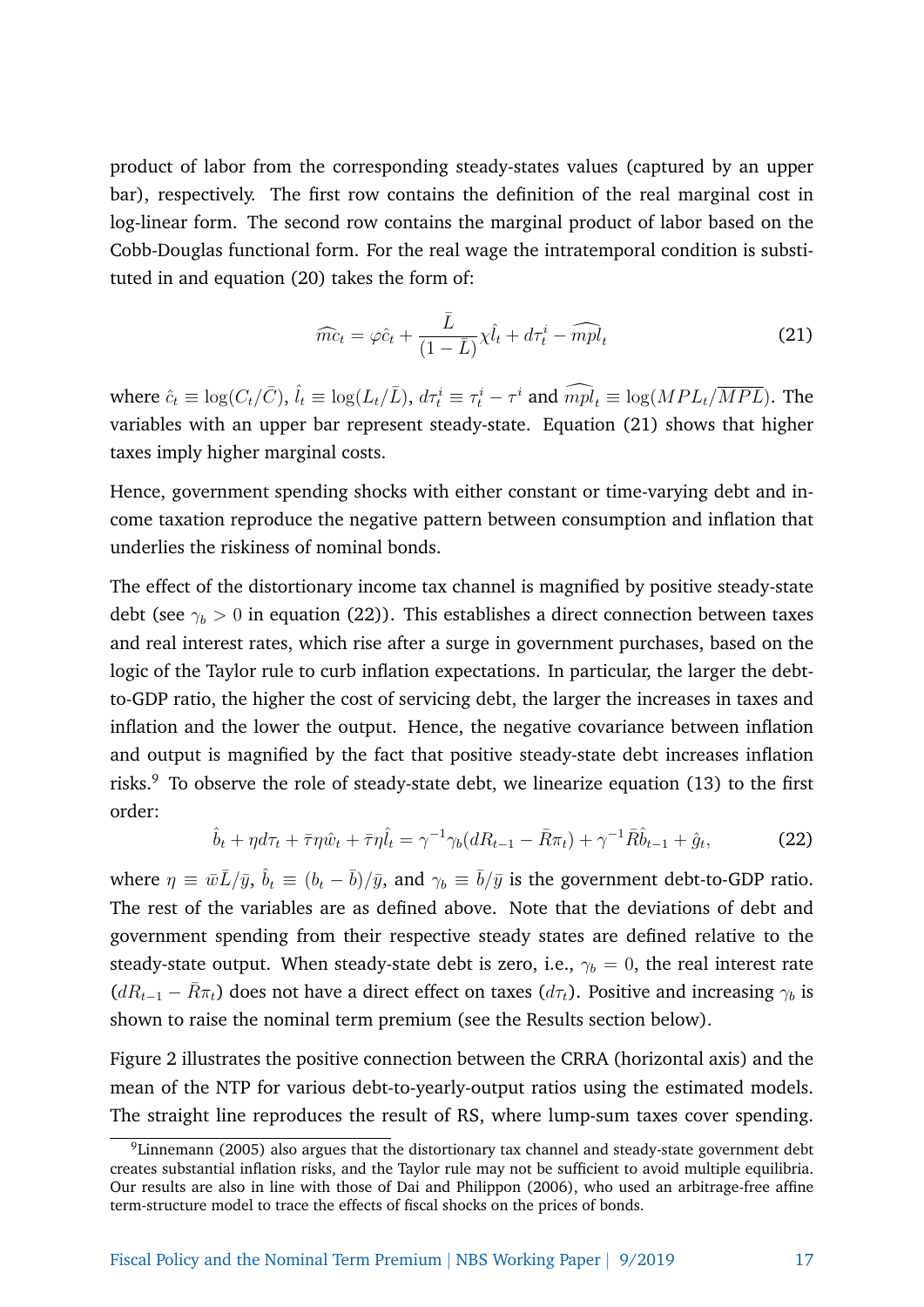product of labor from the corresponding steady-states values (captured by an upper bar), respectively. The first row contains the definition of the real marginal cost in log-linear form. The second row contains the marginal product of labor based on the Cobb-Douglas functional form. For the real wage the intratemporal condition is substituted in and equation (20) takes the form of:

$$\widehat{mc}_t = \varphi \hat{c}_t + \frac{\bar{L}}{(1-\bar{L})}\chi \hat{l}_t + d\tau_t^i - \widehat{mpl}_t \tag{21}$$

where $\hat{c}_t \equiv \log(C_t/\bar{C})$, $\hat{l}_t \equiv \log(L_t/\bar{L})$, $d\tau_t^i \equiv \tau_t^i - \tau^i$ and $\widehat{mpl}_t \equiv \log(MPL_t/\overline{MPL})$. The variables with an upper bar represent steady-state. Equation (21) shows that higher taxes imply higher marginal costs.

Hence, government spending shocks with either constant or time-varying debt and income taxation reproduce the negative pattern between consumption and inflation that underlies the riskiness of nominal bonds.

The effect of the distortionary income tax channel is magnified by positive steady-state debt (see $\gamma_b > 0$ in equation (22)). This establishes a direct connection between taxes and real interest rates, which rise after a surge in government purchases, based on the logic of the Taylor rule to curb inflation expectations. In particular, the larger the debt-to-GDP ratio, the higher the cost of servicing debt, the larger the increases in taxes and inflation and the lower the output. Hence, the negative covariance between inflation and output is magnified by the fact that positive steady-state debt increases inflation risks.[9] To observe the role of steady-state debt, we linearize equation (13) to the first order:

$$\hat{b}_t + \eta d\tau_t + \bar{\tau}\eta \hat{w}_t + \bar{\tau}\eta \hat{l}_t = \gamma^{-1}\gamma_b(dR_{t-1} - \bar{R}\pi_t) + \gamma^{-1}\bar{R}\hat{b}_{t-1} + \hat{g}_t, \tag{22}$$

where $\eta \equiv \bar{w}\bar{L}/\bar{y}$, $\hat{b}_t \equiv (b_t - \bar{b})/\bar{y}$, and $\gamma_b \equiv \bar{b}/\bar{y}$ is the government debt-to-GDP ratio. The rest of the variables are as defined above. Note that the deviations of debt and government spending from their respective steady states are defined relative to the steady-state output. When steady-state debt is zero, i.e., $\gamma_b = 0$, the real interest rate $(dR_{t-1} - \bar{R}\pi_t)$ does not have a direct effect on taxes $(d\tau_t)$. Positive and increasing $\gamma_b$ is shown to raise the nominal term premium (see the Results section below).

Figure 2 illustrates the positive connection between the CRRA (horizontal axis) and the mean of the NTP for various debt-to-yearly-output ratios using the estimated models. The straight line reproduces the result of RS, where lump-sum taxes cover spending.

[9] Linnemann (2005) also argues that the distortionary tax channel and steady-state government debt creates substantial inflation risks, and the Taylor rule may not be sufficient to avoid multiple equilibria. Our results are also in line with those of Dai and Philippon (2006), who used an arbitrage-free affine term-structure model to trace the effects of fiscal shocks on the prices of bonds.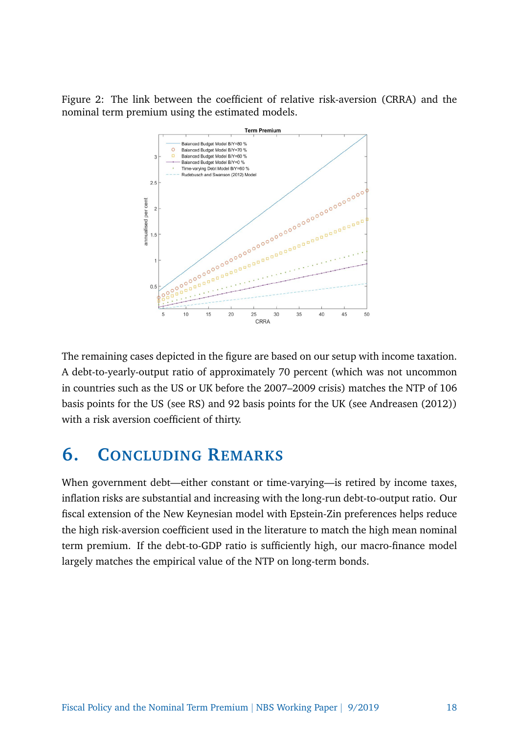Figure 2: The link between the coefficient of relative risk-aversion (CRRA) and the nominal term premium using the estimated models.

The remaining cases depicted in the figure are based on our setup with income taxation. A debt-to-yearly-output ratio of approximately 70 percent (which was not uncommon in countries such as the US or UK before the 2007–2009 crisis) matches the NTP of 106 basis points for the US (see RS) and 92 basis points for the UK (see Andreasen (2012)) with a risk aversion coefficient of thirty.

# 6. Concluding Remarks

When government debt—either constant or time-varying—is retired by income taxes, inflation risks are substantial and increasing with the long-run debt-to-output ratio. Our fiscal extension of the New Keynesian model with Epstein-Zin preferences helps reduce the high risk-aversion coefficient used in the literature to match the high mean nominal term premium. If the debt-to-GDP ratio is sufficiently high, our macro-finance model largely matches the empirical value of the NTP on long-term bonds.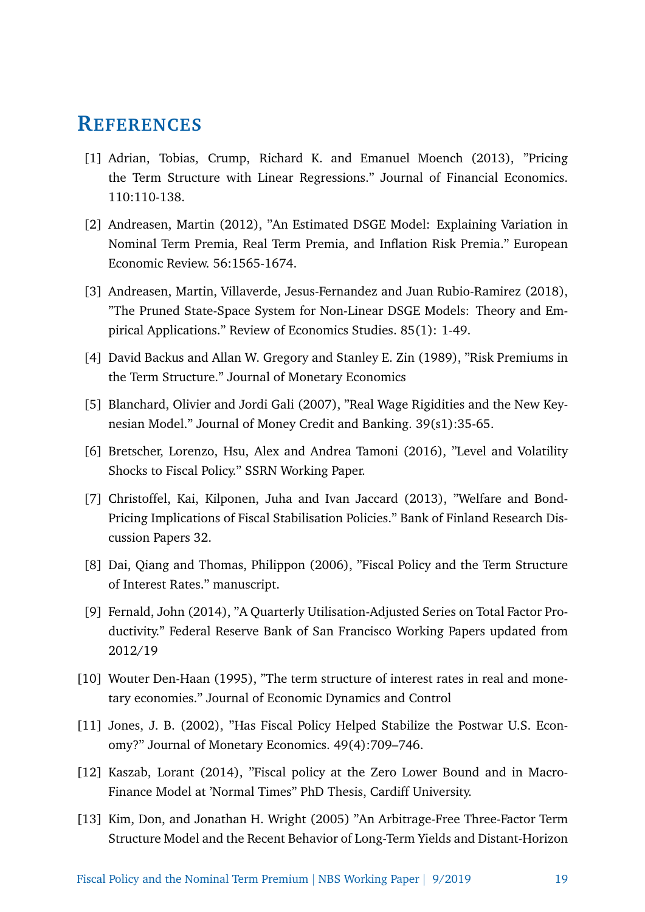# References

[1] Adrian, Tobias, Crump, Richard K. and Emanuel Moench (2013), "Pricing the Term Structure with Linear Regressions." Journal of Financial Economics. 110:110-138.

[2] Andreasen, Martin (2012), "An Estimated DSGE Model: Explaining Variation in Nominal Term Premia, Real Term Premia, and Inflation Risk Premia." European Economic Review. 56:1565-1674.

[3] Andreasen, Martin, Villaverde, Jesus-Fernandez and Juan Rubio-Ramirez (2018), "The Pruned State-Space System for Non-Linear DSGE Models: Theory and Empirical Applications." Review of Economics Studies. 85(1): 1-49.

[4] David Backus and Allan W. Gregory and Stanley E. Zin (1989), "Risk Premiums in the Term Structure." Journal of Monetary Economics

[5] Blanchard, Olivier and Jordi Gali (2007), "Real Wage Rigidities and the New Keynesian Model." Journal of Money Credit and Banking. 39(s1):35-65.

[6] Bretscher, Lorenzo, Hsu, Alex and Andrea Tamoni (2016), "Level and Volatility Shocks to Fiscal Policy." SSRN Working Paper.

[7] Christoffel, Kai, Kilponen, Juha and Ivan Jaccard (2013), "Welfare and Bond-Pricing Implications of Fiscal Stabilisation Policies." Bank of Finland Research Discussion Papers 32.

[8] Dai, Qiang and Thomas, Philippon (2006), "Fiscal Policy and the Term Structure of Interest Rates." manuscript.

[9] Fernald, John (2014), "A Quarterly Utilisation-Adjusted Series on Total Factor Productivity." Federal Reserve Bank of San Francisco Working Papers updated from 2012/19

[10] Wouter Den-Haan (1995), "The term structure of interest rates in real and monetary economies." Journal of Economic Dynamics and Control

[11] Jones, J. B. (2002), "Has Fiscal Policy Helped Stabilize the Postwar U.S. Economy?" Journal of Monetary Economics. 49(4):709–746.

[12] Kaszab, Lorant (2014), "Fiscal policy at the Zero Lower Bound and in Macro-Finance Model at 'Normal Times" PhD Thesis, Cardiff University.

[13] Kim, Don, and Jonathan H. Wright (2005) "An Arbitrage-Free Three-Factor Term Structure Model and the Recent Behavior of Long-Term Yields and Distant-Horizon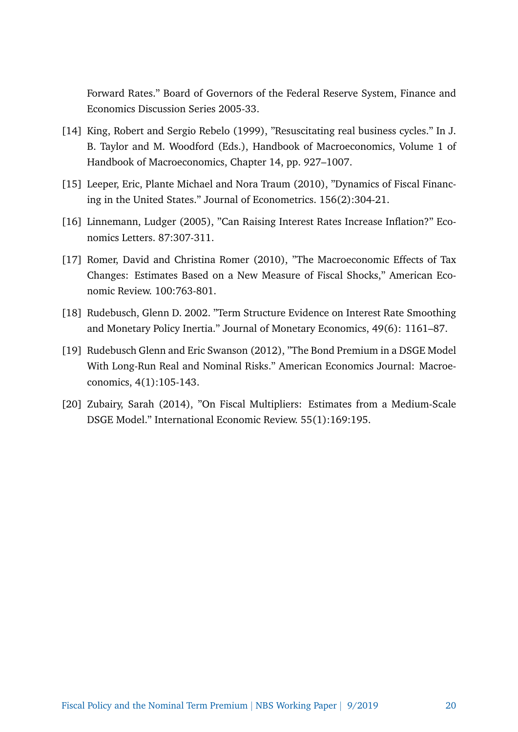Forward Rates." Board of Governors of the Federal Reserve System, Finance and Economics Discussion Series 2005-33.

[14] King, Robert and Sergio Rebelo (1999), "Resuscitating real business cycles." In J. B. Taylor and M. Woodford (Eds.), Handbook of Macroeconomics, Volume 1 of Handbook of Macroeconomics, Chapter 14, pp. 927–1007.

[15] Leeper, Eric, Plante Michael and Nora Traum (2010), "Dynamics of Fiscal Financing in the United States." Journal of Econometrics. 156(2):304-21.

[16] Linnemann, Ludger (2005), "Can Raising Interest Rates Increase Inflation?" Economics Letters. 87:307-311.

[17] Romer, David and Christina Romer (2010), "The Macroeconomic Effects of Tax Changes: Estimates Based on a New Measure of Fiscal Shocks," American Economic Review. 100:763-801.

[18] Rudebusch, Glenn D. 2002. "Term Structure Evidence on Interest Rate Smoothing and Monetary Policy Inertia." Journal of Monetary Economics, 49(6): 1161–87.

[19] Rudebusch Glenn and Eric Swanson (2012), "The Bond Premium in a DSGE Model With Long-Run Real and Nominal Risks." American Economics Journal: Macroeconomics, 4(1):105-143.

[20] Zubairy, Sarah (2014), "On Fiscal Multipliers: Estimates from a Medium-Scale DSGE Model." International Economic Review. 55(1):169:195.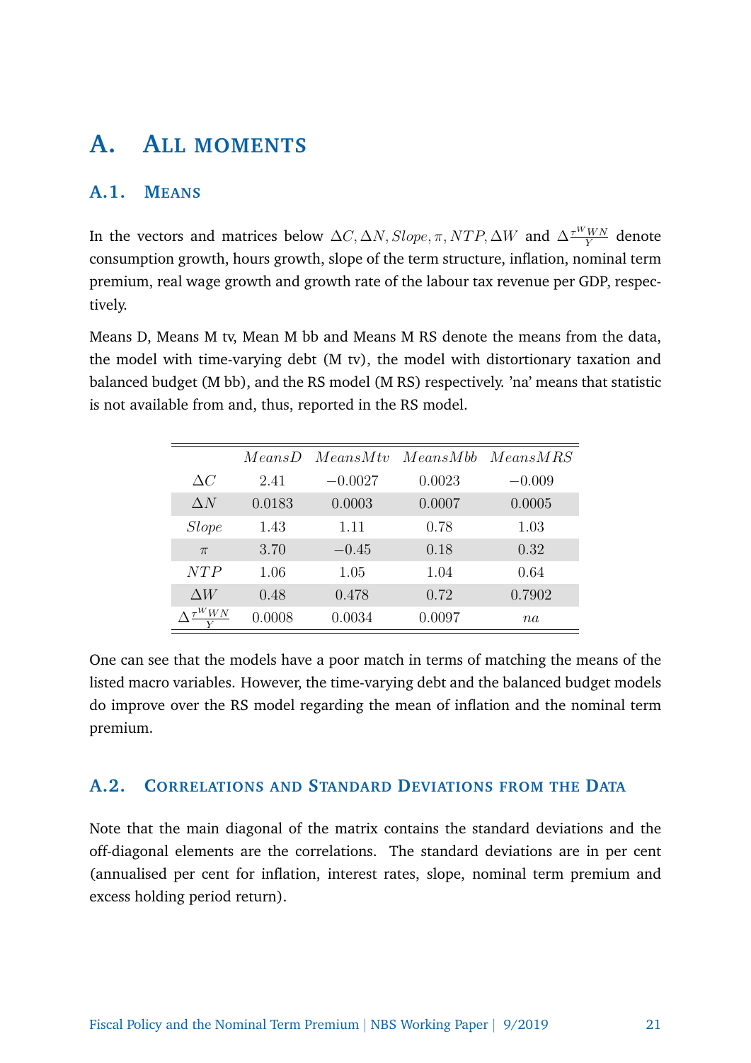# A. All moments

## A.1. Means

In the vectors and matrices below $\Delta C, \Delta N, Slope, \pi, NTP, \Delta W$ and $\Delta\frac{\tau^W WN}{Y}$ denote consumption growth, hours growth, slope of the term structure, inflation, nominal term premium, real wage growth and growth rate of the labour tax revenue per GDP, respectively.

Means D, Means M tv, Mean M bb and Means M RS denote the means from the data, the model with time-varying debt (M tv), the model with distortionary taxation and balanced budget (M bb), and the RS model (M RS) respectively. 'na' means that statistic is not available from and, thus, reported in the RS model.

| | $MeansD$ | $MeansMtv$ | $MeansMbb$ | $MeansMRS$ |
|---|---|---|---|---|
| $\Delta C$ | 2.41 | $-0.0027$ | 0.0023 | $-0.009$ |
| $\Delta N$ | 0.0183 | 0.0003 | 0.0007 | 0.0005 |
| $Slope$ | 1.43 | 1.11 | 0.78 | 1.03 |
| $\pi$ | 3.70 | $-0.45$ | 0.18 | 0.32 |
| $NTP$ | 1.06 | 1.05 | 1.04 | 0.64 |
| $\Delta W$ | 0.48 | 0.478 | 0.72 | 0.7902 |
| $\Delta\frac{\tau^W WN}{Y}$ | 0.0008 | 0.0034 | 0.0097 | $na$ |

One can see that the models have a poor match in terms of matching the means of the listed macro variables. However, the time-varying debt and the balanced budget models do improve over the RS model regarding the mean of inflation and the nominal term premium.

## A.2. Correlations and Standard Deviations from the Data

Note that the main diagonal of the matrix contains the standard deviations and the off-diagonal elements are the correlations. The standard deviations are in per cent (annualised per cent for inflation, interest rates, slope, nominal term premium and excess holding period return).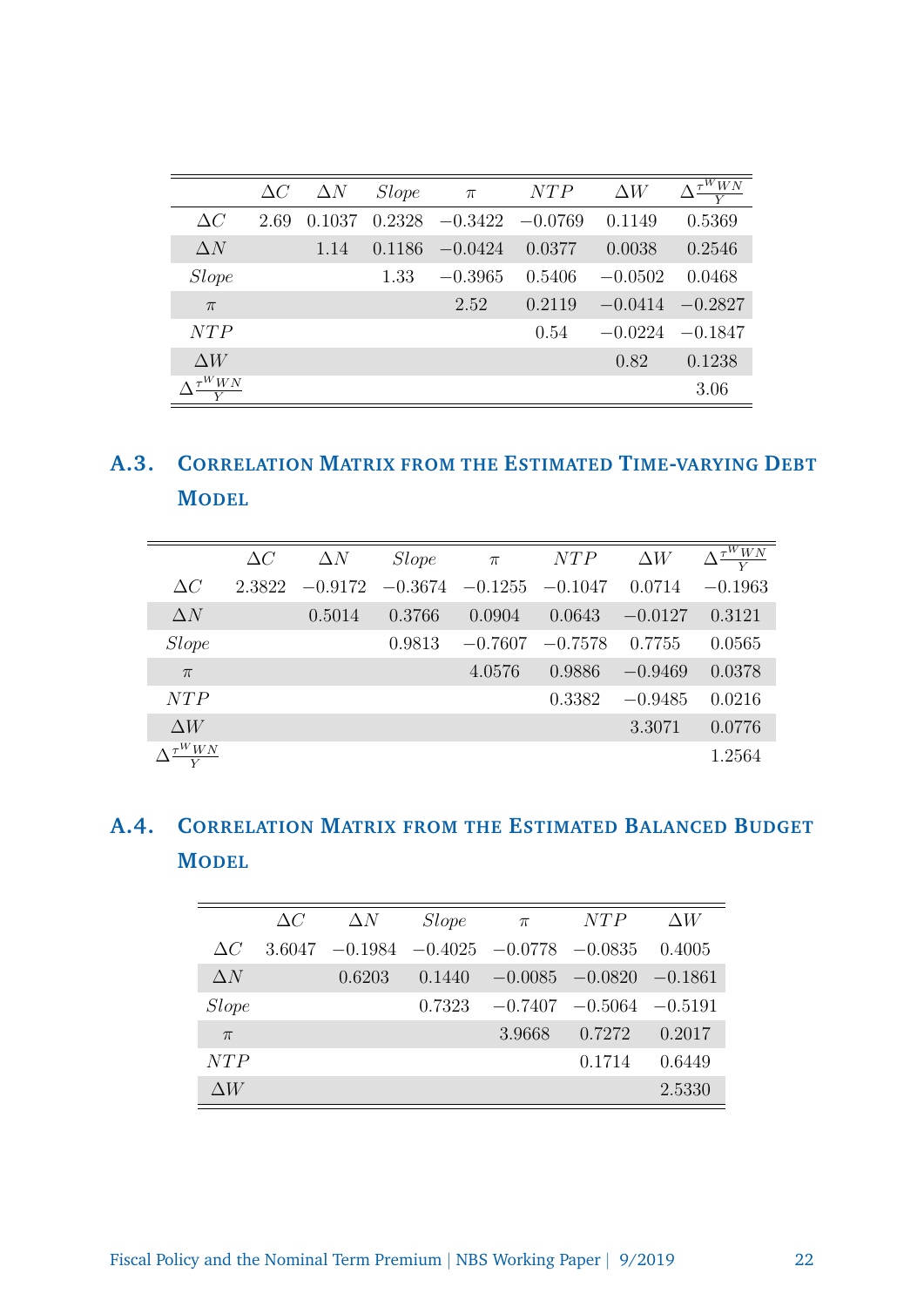| | $\Delta C$ | $\Delta N$ | $Slope$ | $\pi$ | $NTP$ | $\Delta W$ | $\Delta \frac{\tau^W WN}{Y}$ |
|---|---|---|---|---|---|---|---|
| $\Delta C$ | 2.69 | 0.1037 | 0.2328 | $-0.3422$ | $-0.0769$ | 0.1149 | 0.5369 |
| $\Delta N$ | | 1.14 | 0.1186 | $-0.0424$ | 0.0377 | 0.0038 | 0.2546 |
| $Slope$ | | | 1.33 | $-0.3965$ | 0.5406 | $-0.0502$ | 0.0468 |
| $\pi$ | | | | 2.52 | 0.2119 | $-0.0414$ | $-0.2827$ |
| $NTP$ | | | | | 0.54 | $-0.0224$ | $-0.1847$ |
| $\Delta W$ | | | | | | 0.82 | 0.1238 |
| $\Delta \frac{\tau^W WN}{Y}$ | | | | | | | 3.06 |

## A.3. Correlation Matrix from the Estimated Time-varying Debt Model

| | $\Delta C$ | $\Delta N$ | $Slope$ | $\pi$ | $NTP$ | $\Delta W$ | $\Delta \frac{\tau^W WN}{Y}$ |
|---|---|---|---|---|---|---|---|
| $\Delta C$ | 2.3822 | $-0.9172$ | $-0.3674$ | $-0.1255$ | $-0.1047$ | 0.0714 | $-0.1963$ |
| $\Delta N$ | | 0.5014 | 0.3766 | 0.0904 | 0.0643 | $-0.0127$ | 0.3121 |
| $Slope$ | | | 0.9813 | $-0.7607$ | $-0.7578$ | 0.7755 | 0.0565 |
| $\pi$ | | | | 4.0576 | 0.9886 | $-0.9469$ | 0.0378 |
| $NTP$ | | | | | 0.3382 | $-0.9485$ | 0.0216 |
| $\Delta W$ | | | | | | 3.3071 | 0.0776 |
| $\Delta \frac{\tau^W WN}{Y}$ | | | | | | | 1.2564 |

## A.4. Correlation Matrix from the Estimated Balanced Budget Model

| | $\Delta C$ | $\Delta N$ | $Slope$ | $\pi$ | $NTP$ | $\Delta W$ |
|---|---|---|---|---|---|---|
| $\Delta C$ | 3.6047 | $-0.1984$ | $-0.4025$ | $-0.0778$ | $-0.0835$ | 0.4005 |
| $\Delta N$ | | 0.6203 | 0.1440 | $-0.0085$ | $-0.0820$ | $-0.1861$ |
| $Slope$ | | | 0.7323 | $-0.7407$ | $-0.5064$ | $-0.5191$ |
| $\pi$ | | | | 3.9668 | 0.7272 | 0.2017 |
| $NTP$ | | | | | 0.1714 | 0.6449 |
| $\Delta W$ | | | | | | 2.5330 |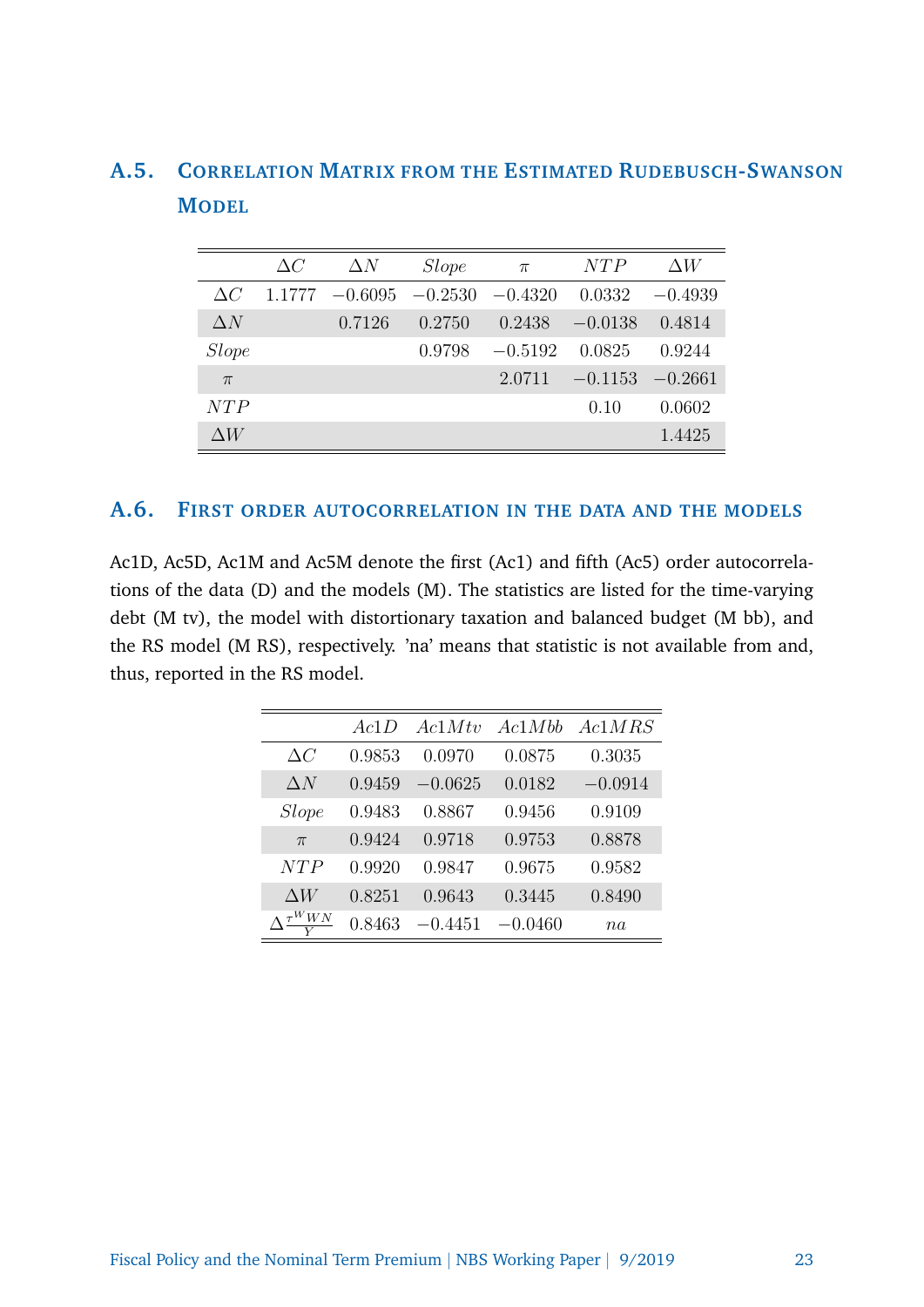## A.5. Correlation Matrix from the Estimated Rudebusch-Swanson Model

| | $\Delta C$ | $\Delta N$ | $Slope$ | $\pi$ | $NTP$ | $\Delta W$ |
|---|---|---|---|---|---|---|
| $\Delta C$ | 1.1777 | $-0.6095$ | $-0.2530$ | $-0.4320$ | 0.0332 | $-0.4939$ |
| $\Delta N$ | | 0.7126 | 0.2750 | 0.2438 | $-0.0138$ | 0.4814 |
| $Slope$ | | | 0.9798 | $-0.5192$ | 0.0825 | 0.9244 |
| $\pi$ | | | | 2.0711 | $-0.1153$ | $-0.2661$ |
| $NTP$ | | | | | 0.10 | 0.0602 |
| $\Delta W$ | | | | | | 1.4425 |

## A.6. First order autocorrelation in the data and the models

Ac1D, Ac5D, Ac1M and Ac5M denote the first (Ac1) and fifth (Ac5) order autocorrelations of the data (D) and the models (M). The statistics are listed for the time-varying debt (M tv), the model with distortionary taxation and balanced budget (M bb), and the RS model (M RS), respectively. 'na' means that statistic is not available from and, thus, reported in the RS model.

| | $Ac1D$ | $Ac1Mtv$ | $Ac1Mbb$ | $Ac1MRS$ |
|---|---|---|---|---|
| $\Delta C$ | 0.9853 | 0.0970 | 0.0875 | 0.3035 |
| $\Delta N$ | 0.9459 | $-0.0625$ | 0.0182 | $-0.0914$ |
| $Slope$ | 0.9483 | 0.8867 | 0.9456 | 0.9109 |
| $\pi$ | 0.9424 | 0.9718 | 0.9753 | 0.8878 |
| $NTP$ | 0.9920 | 0.9847 | 0.9675 | 0.9582 |
| $\Delta W$ | 0.8251 | 0.9643 | 0.3445 | 0.8490 |
| $\Delta \frac{\tau^W WN}{Y}$ | 0.8463 | $-0.4451$ | $-0.0460$ | $na$ |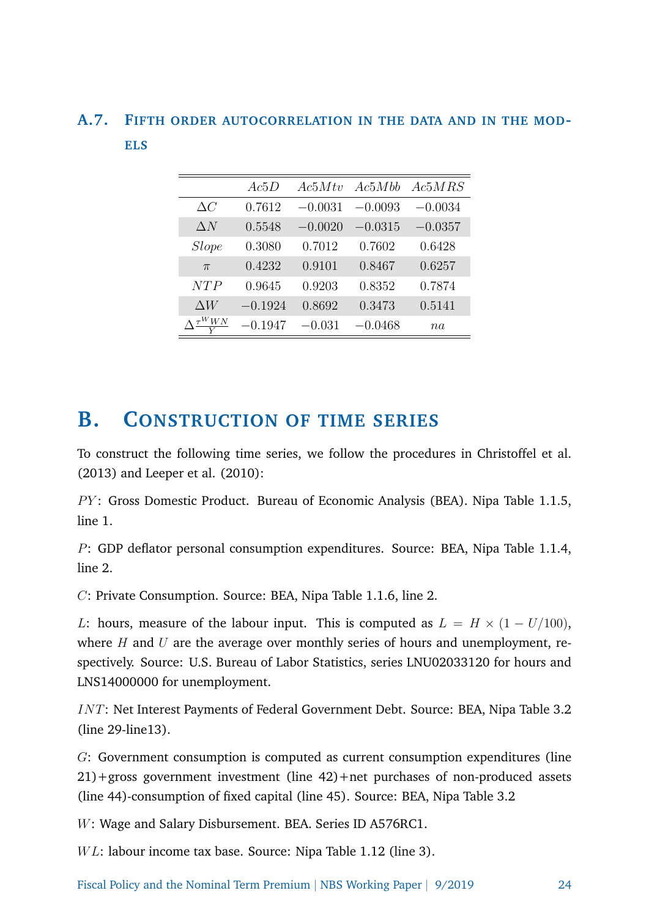## A.7. Fifth order autocorrelation in the data and in the models

| | $Ac5D$ | $Ac5Mtv$ | $Ac5Mbb$ | $Ac5MRS$ |
|---|---|---|---|---|
| $\Delta C$ | 0.7612 | $-0.0031$ | $-0.0093$ | $-0.0034$ |
| $\Delta N$ | 0.5548 | $-0.0020$ | $-0.0315$ | $-0.0357$ |
| $Slope$ | 0.3080 | 0.7012 | 0.7602 | 0.6428 |
| $\pi$ | 0.4232 | 0.9101 | 0.8467 | 0.6257 |
| $NTP$ | 0.9645 | 0.9203 | 0.8352 | 0.7874 |
| $\Delta W$ | $-0.1924$ | 0.8692 | 0.3473 | 0.5141 |
| $\Delta \frac{\tau^W WN}{Y}$ | $-0.1947$ | $-0.031$ | $-0.0468$ | $na$ |

# B. Construction of time series

To construct the following time series, we follow the procedures in Christoffel et al. (2013) and Leeper et al. (2010):

$PY$: Gross Domestic Product. Bureau of Economic Analysis (BEA). Nipa Table 1.1.5, line 1.

$P$: GDP deflator personal consumption expenditures. Source: BEA, Nipa Table 1.1.4, line 2.

$C$: Private Consumption. Source: BEA, Nipa Table 1.1.6, line 2.

$L$: hours, measure of the labour input. This is computed as $L = H \times (1 - U/100)$, where $H$ and $U$ are the average over monthly series of hours and unemployment, respectively. Source: U.S. Bureau of Labor Statistics, series LNU02033120 for hours and LNS14000000 for unemployment.

$INT$: Net Interest Payments of Federal Government Debt. Source: BEA, Nipa Table 3.2 (line 29-line13).

$G$: Government consumption is computed as current consumption expenditures (line 21)+gross government investment (line 42)+net purchases of non-produced assets (line 44)-consumption of fixed capital (line 45). Source: BEA, Nipa Table 3.2

$W$: Wage and Salary Disbursement. BEA. Series ID A576RC1.

$WL$: labour income tax base. Source: Nipa Table 1.12 (line 3).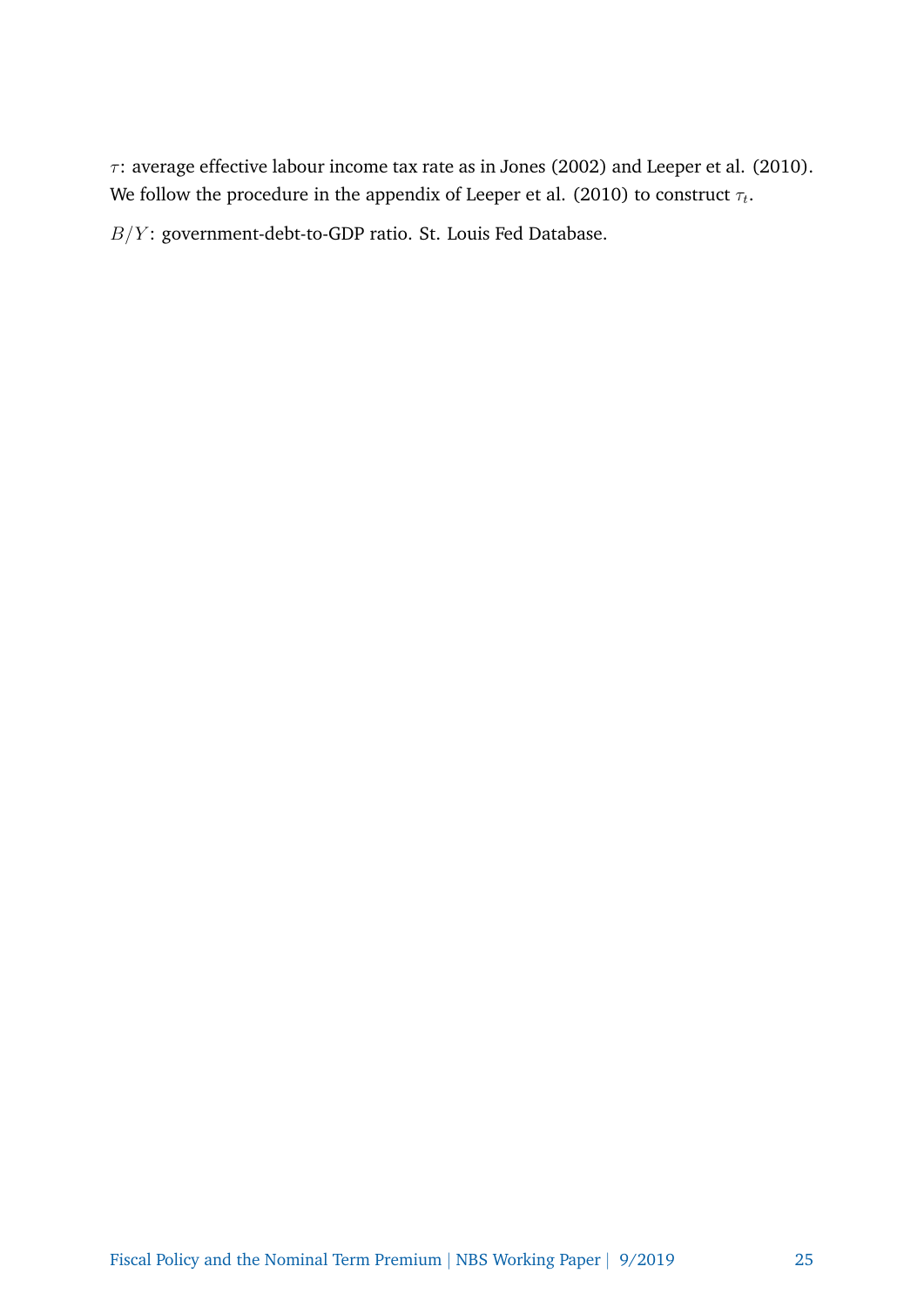$\tau$: average effective labour income tax rate as in Jones (2002) and Leeper et al. (2010). We follow the procedure in the appendix of Leeper et al. (2010) to construct $\tau_t$.

$B/Y$: government-debt-to-GDP ratio. St. Louis Fed Database.